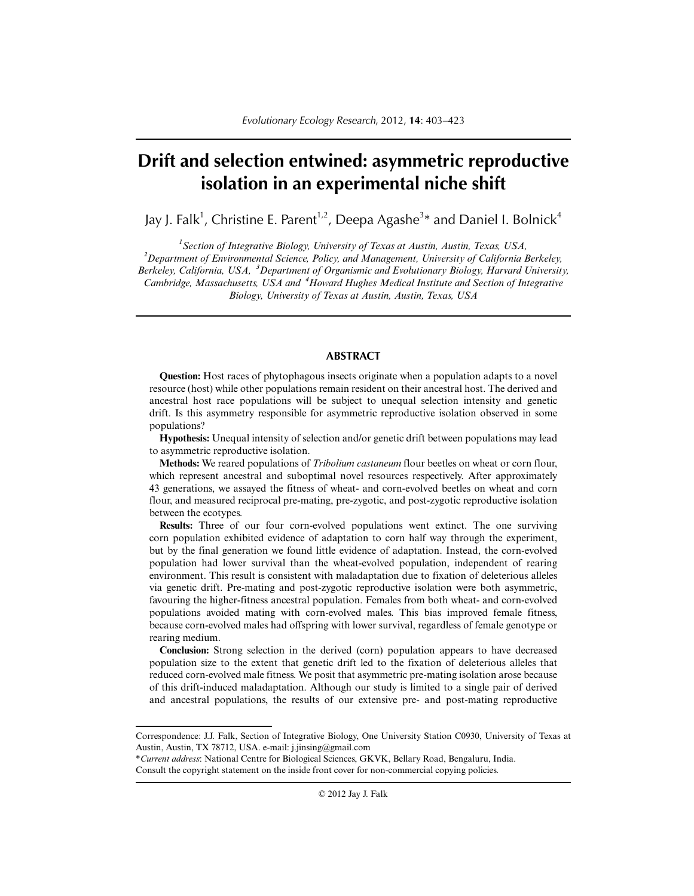# Drift and selection entwined: asymmetric reproductive isolation in an experimental niche shift

Jay J. Falk[1], Christine E. Parent[1,2], Deepa Agashe[3]* and Daniel I. Bolnick[4]

*[1]Section of Integrative Biology, University of Texas at Austin, Austin, Texas, USA, [2]Department of Environmental Science, Policy, and Management, University of California Berkeley, Berkeley, California, USA, [3]Department of Organismic and Evolutionary Biology, Harvard University, Cambridge, Massachusetts, USA and [4]Howard Hughes Medical Institute and Section of Integrative Biology, University of Texas at Austin, Austin, Texas, USA*

## ABSTRACT

**Question:** Host races of phytophagous insects originate when a population adapts to a novel resource (host) while other populations remain resident on their ancestral host. The derived and ancestral host race populations will be subject to unequal selection intensity and genetic drift. Is this asymmetry responsible for asymmetric reproductive isolation observed in some populations?

**Hypothesis:** Unequal intensity of selection and/or genetic drift between populations may lead to asymmetric reproductive isolation.

**Methods:** We reared populations of *Tribolium castaneum* flour beetles on wheat or corn flour, which represent ancestral and suboptimal novel resources respectively. After approximately 43 generations, we assayed the fitness of wheat- and corn-evolved beetles on wheat and corn flour, and measured reciprocal pre-mating, pre-zygotic, and post-zygotic reproductive isolation between the ecotypes.

**Results:** Three of our four corn-evolved populations went extinct. The one surviving corn population exhibited evidence of adaptation to corn half way through the experiment, but by the final generation we found little evidence of adaptation. Instead, the corn-evolved population had lower survival than the wheat-evolved population, independent of rearing environment. This result is consistent with maladaptation due to fixation of deleterious alleles via genetic drift. Pre-mating and post-zygotic reproductive isolation were both asymmetric, favouring the higher-fitness ancestral population. Females from both wheat- and corn-evolved populations avoided mating with corn-evolved males. This bias improved female fitness, because corn-evolved males had offspring with lower survival, regardless of female genotype or rearing medium.

**Conclusion:** Strong selection in the derived (corn) population appears to have decreased population size to the extent that genetic drift led to the fixation of deleterious alleles that reduced corn-evolved male fitness. We posit that asymmetric pre-mating isolation arose because of this drift-induced maladaptation. Although our study is limited to a single pair of derived and ancestral populations, the results of our extensive pre- and post-mating reproductive

---

Correspondence: J.J. Falk, Section of Integrative Biology, One University Station C0930, University of Texas at Austin, Austin, TX 78712, USA. e-mail: j.jinsing@gmail.com

**Current address*: National Centre for Biological Sciences, GKVK, Bellary Road, Bengaluru, India.

Consult the copyright statement on the inside front cover for non-commercial copying policies.

© 2012 Jay J. Falk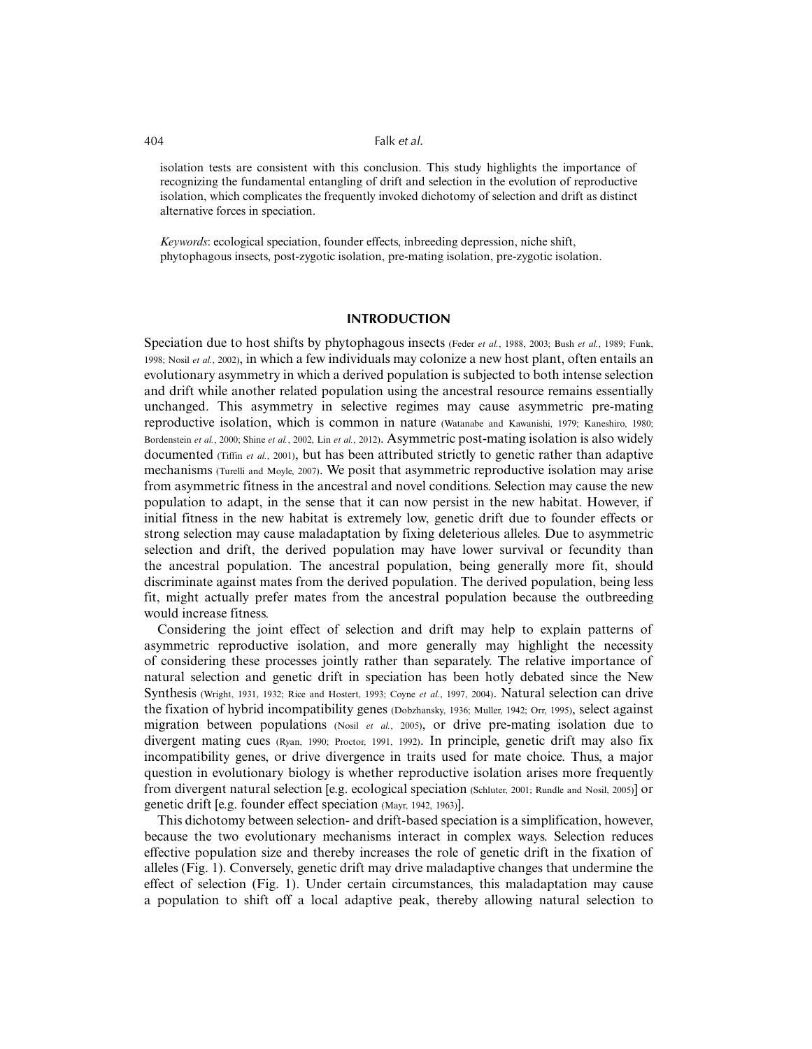isolation tests are consistent with this conclusion. This study highlights the importance of recognizing the fundamental entangling of drift and selection in the evolution of reproductive isolation, which complicates the frequently invoked dichotomy of selection and drift as distinct alternative forces in speciation.

*Keywords*: ecological speciation, founder effects, inbreeding depression, niche shift, phytophagous insects, post-zygotic isolation, pre-mating isolation, pre-zygotic isolation.

## INTRODUCTION

Speciation due to host shifts by phytophagous insects (Feder *et al.*, 1988, 2003; Bush *et al.*, 1989; Funk, 1998; Nosil *et al.*, 2002), in which a few individuals may colonize a new host plant, often entails an evolutionary asymmetry in which a derived population is subjected to both intense selection and drift while another related population using the ancestral resource remains essentially unchanged. This asymmetry in selective regimes may cause asymmetric pre-mating reproductive isolation, which is common in nature (Watanabe and Kawanishi, 1979; Kaneshiro, 1980; Bordenstein *et al.*, 2000; Shine *et al.*, 2002, Lin *et al.*, 2012). Asymmetric post-mating isolation is also widely documented (Tiffin *et al.*, 2001), but has been attributed strictly to genetic rather than adaptive mechanisms (Turelli and Moyle, 2007). We posit that asymmetric reproductive isolation may arise from asymmetric fitness in the ancestral and novel conditions. Selection may cause the new population to adapt, in the sense that it can now persist in the new habitat. However, if initial fitness in the new habitat is extremely low, genetic drift due to founder effects or strong selection may cause maladaptation by fixing deleterious alleles. Due to asymmetric selection and drift, the derived population may have lower survival or fecundity than the ancestral population. The ancestral population, being generally more fit, should discriminate against mates from the derived population. The derived population, being less fit, might actually prefer mates from the ancestral population because the outbreeding would increase fitness.

Considering the joint effect of selection and drift may help to explain patterns of asymmetric reproductive isolation, and more generally may highlight the necessity of considering these processes jointly rather than separately. The relative importance of natural selection and genetic drift in speciation has been hotly debated since the New Synthesis (Wright, 1931, 1932; Rice and Hostert, 1993; Coyne *et al.*, 1997, 2004). Natural selection can drive the fixation of hybrid incompatibility genes (Dobzhansky, 1936; Muller, 1942; Orr, 1995), select against migration between populations (Nosil *et al.*, 2005), or drive pre-mating isolation due to divergent mating cues (Ryan, 1990; Proctor, 1991, 1992). In principle, genetic drift may also fix incompatibility genes, or drive divergence in traits used for mate choice. Thus, a major question in evolutionary biology is whether reproductive isolation arises more frequently from divergent natural selection [e.g. ecological speciation (Schluter, 2001; Rundle and Nosil, 2005)] or genetic drift [e.g. founder effect speciation (Mayr, 1942, 1963)].

This dichotomy between selection- and drift-based speciation is a simplification, however, because the two evolutionary mechanisms interact in complex ways. Selection reduces effective population size and thereby increases the role of genetic drift in the fixation of alleles (Fig. 1). Conversely, genetic drift may drive maladaptive changes that undermine the effect of selection (Fig. 1). Under certain circumstances, this maladaptation may cause a population to shift off a local adaptive peak, thereby allowing natural selection to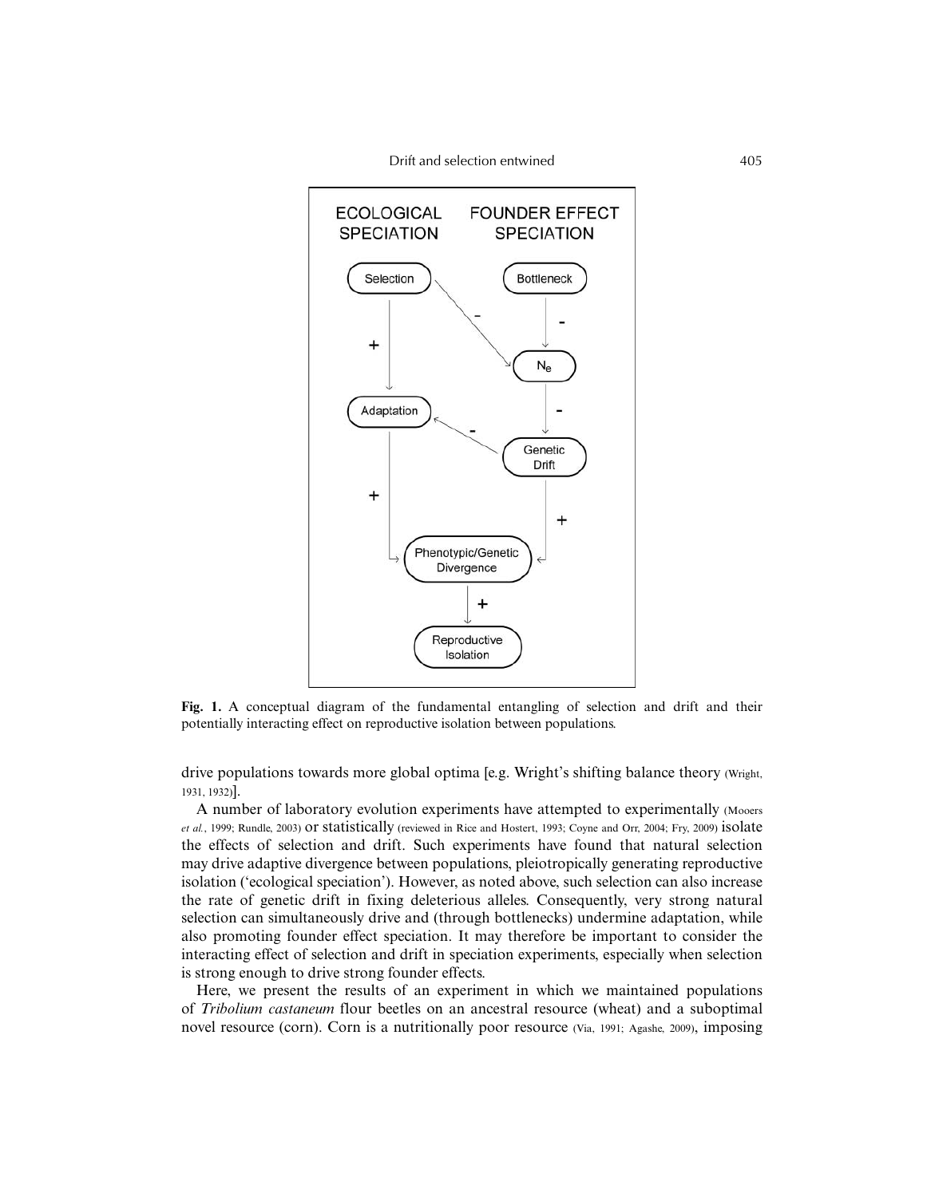**Fig. 1.** A conceptual diagram of the fundamental entangling of selection and drift and their potentially interacting effect on reproductive isolation between populations.

drive populations towards more global optima [e.g. Wright's shifting balance theory (Wright, 1931, 1932)].

A number of laboratory evolution experiments have attempted to experimentally (Mooers *et al.*, 1999; Rundle, 2003) or statistically (reviewed in Rice and Hostert, 1993; Coyne and Orr, 2004; Fry, 2009) isolate the effects of selection and drift. Such experiments have found that natural selection may drive adaptive divergence between populations, pleiotropically generating reproductive isolation ('ecological speciation'). However, as noted above, such selection can also increase the rate of genetic drift in fixing deleterious alleles. Consequently, very strong natural selection can simultaneously drive and (through bottlenecks) undermine adaptation, while also promoting founder effect speciation. It may therefore be important to consider the interacting effect of selection and drift in speciation experiments, especially when selection is strong enough to drive strong founder effects.

Here, we present the results of an experiment in which we maintained populations of *Tribolium castaneum* flour beetles on an ancestral resource (wheat) and a suboptimal novel resource (corn). Corn is a nutritionally poor resource (Via, 1991; Agashe, 2009), imposing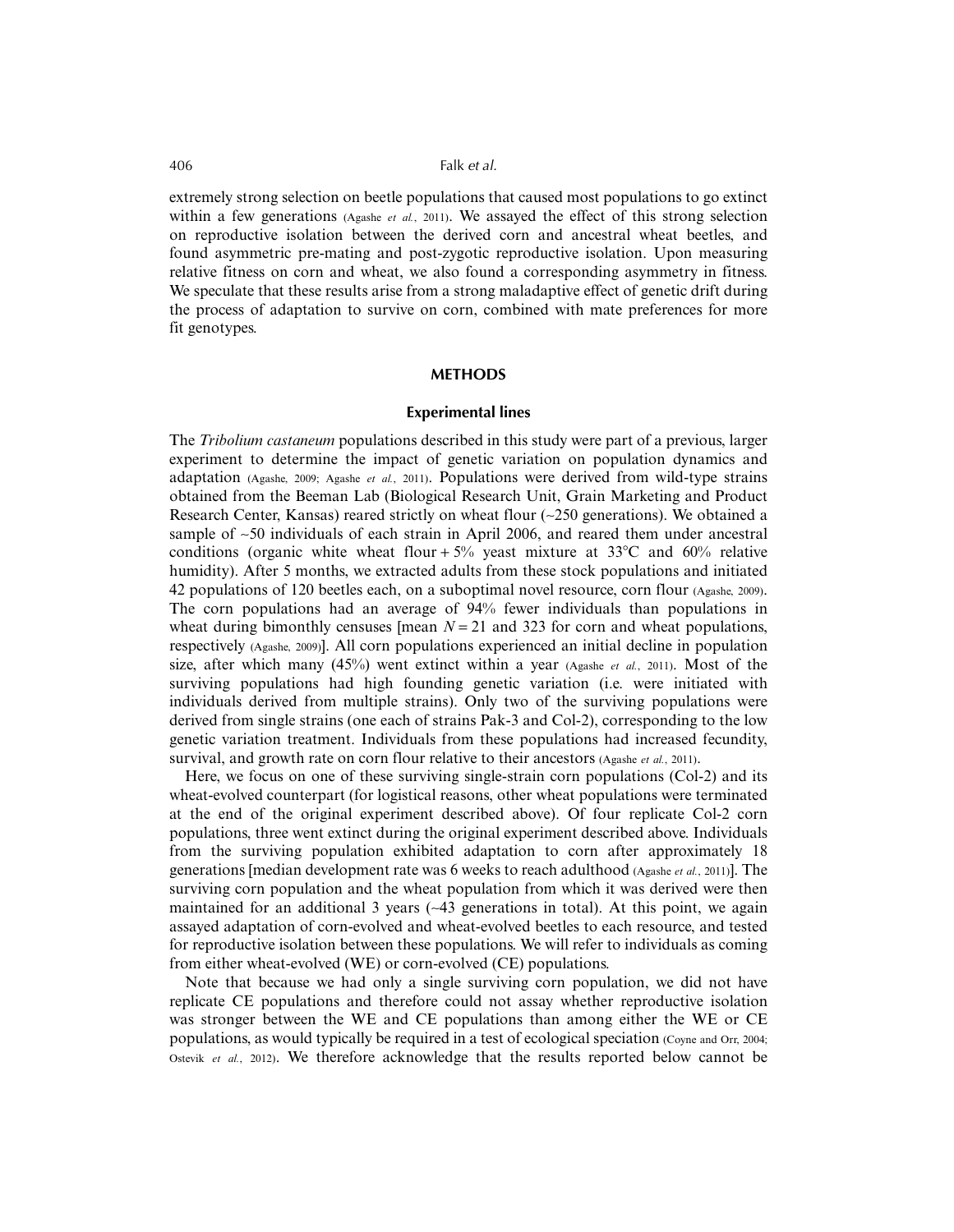extremely strong selection on beetle populations that caused most populations to go extinct within a few generations (Agashe *et al.*, 2011). We assayed the effect of this strong selection on reproductive isolation between the derived corn and ancestral wheat beetles, and found asymmetric pre-mating and post-zygotic reproductive isolation. Upon measuring relative fitness on corn and wheat, we also found a corresponding asymmetry in fitness. We speculate that these results arise from a strong maladaptive effect of genetic drift during the process of adaptation to survive on corn, combined with mate preferences for more fit genotypes.

## METHODS

### Experimental lines

The *Tribolium castaneum* populations described in this study were part of a previous, larger experiment to determine the impact of genetic variation on population dynamics and adaptation (Agashe, 2009; Agashe *et al.*, 2011). Populations were derived from wild-type strains obtained from the Beeman Lab (Biological Research Unit, Grain Marketing and Product Research Center, Kansas) reared strictly on wheat flour (~250 generations). We obtained a sample of ~50 individuals of each strain in April 2006, and reared them under ancestral conditions (organic white wheat flour + 5% yeast mixture at 33°C and 60% relative humidity). After 5 months, we extracted adults from these stock populations and initiated 42 populations of 120 beetles each, on a suboptimal novel resource, corn flour (Agashe, 2009). The corn populations had an average of 94% fewer individuals than populations in wheat during bimonthly censuses [mean $N = 21$ and 323 for corn and wheat populations, respectively (Agashe, 2009)]. All corn populations experienced an initial decline in population size, after which many (45%) went extinct within a year (Agashe *et al.*, 2011). Most of the surviving populations had high founding genetic variation (i.e. were initiated with individuals derived from multiple strains). Only two of the surviving populations were derived from single strains (one each of strains Pak-3 and Col-2), corresponding to the low genetic variation treatment. Individuals from these populations had increased fecundity, survival, and growth rate on corn flour relative to their ancestors (Agashe *et al.*, 2011).

Here, we focus on one of these surviving single-strain corn populations (Col-2) and its wheat-evolved counterpart (for logistical reasons, other wheat populations were terminated at the end of the original experiment described above). Of four replicate Col-2 corn populations, three went extinct during the original experiment described above. Individuals from the surviving population exhibited adaptation to corn after approximately 18 generations [median development rate was 6 weeks to reach adulthood (Agashe *et al.*, 2011)]. The surviving corn population and the wheat population from which it was derived were then maintained for an additional 3 years (~43 generations in total). At this point, we again assayed adaptation of corn-evolved and wheat-evolved beetles to each resource, and tested for reproductive isolation between these populations. We will refer to individuals as coming from either wheat-evolved (WE) or corn-evolved (CE) populations.

Note that because we had only a single surviving corn population, we did not have replicate CE populations and therefore could not assay whether reproductive isolation was stronger between the WE and CE populations than among either the WE or CE populations, as would typically be required in a test of ecological speciation (Coyne and Orr, 2004; Ostevik *et al.*, 2012). We therefore acknowledge that the results reported below cannot be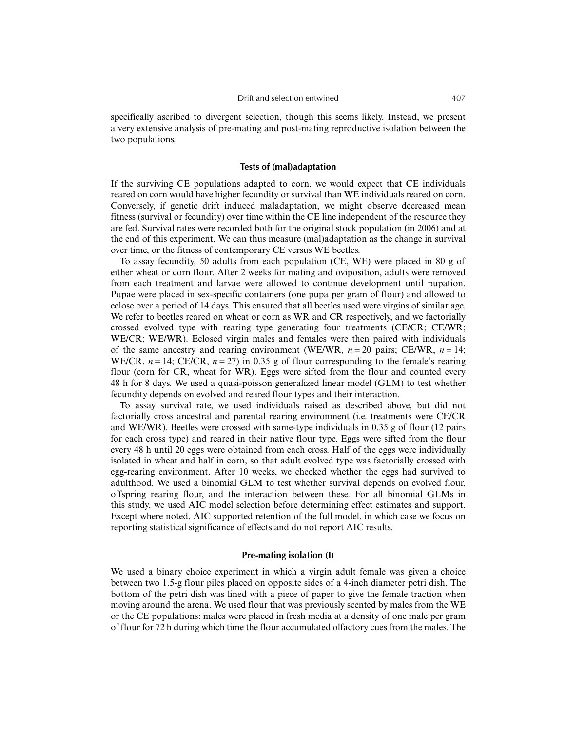specifically ascribed to divergent selection, though this seems likely. Instead, we present a very extensive analysis of pre-mating and post-mating reproductive isolation between the two populations.

## Tests of (mal)adaptation

If the surviving CE populations adapted to corn, we would expect that CE individuals reared on corn would have higher fecundity or survival than WE individuals reared on corn. Conversely, if genetic drift induced maladaptation, we might observe decreased mean fitness (survival or fecundity) over time within the CE line independent of the resource they are fed. Survival rates were recorded both for the original stock population (in 2006) and at the end of this experiment. We can thus measure (mal)adaptation as the change in survival over time, or the fitness of contemporary CE versus WE beetles.

To assay fecundity, 50 adults from each population (CE, WE) were placed in 80 g of either wheat or corn flour. After 2 weeks for mating and oviposition, adults were removed from each treatment and larvae were allowed to continue development until pupation. Pupae were placed in sex-specific containers (one pupa per gram of flour) and allowed to eclose over a period of 14 days. This ensured that all beetles used were virgins of similar age. We refer to beetles reared on wheat or corn as WR and CR respectively, and we factorially crossed evolved type with rearing type generating four treatments (CE/CR; CE/WR; WE/CR; WE/WR). Eclosed virgin males and females were then paired with individuals of the same ancestry and rearing environment (WE/WR, $n = 20$ pairs; CE/WR, $n = 14$; WE/CR, $n = 14$; CE/CR, $n = 27$) in 0.35 g of flour corresponding to the female's rearing flour (corn for CR, wheat for WR). Eggs were sifted from the flour and counted every 48 h for 8 days. We used a quasi-poisson generalized linear model (GLM) to test whether fecundity depends on evolved and reared flour types and their interaction.

To assay survival rate, we used individuals raised as described above, but did not factorially cross ancestral and parental rearing environment (i.e. treatments were CE/CR and WE/WR). Beetles were crossed with same-type individuals in 0.35 g of flour (12 pairs for each cross type) and reared in their native flour type. Eggs were sifted from the flour every 48 h until 20 eggs were obtained from each cross. Half of the eggs were individually isolated in wheat and half in corn, so that adult evolved type was factorially crossed with egg-rearing environment. After 10 weeks, we checked whether the eggs had survived to adulthood. We used a binomial GLM to test whether survival depends on evolved flour, offspring rearing flour, and the interaction between these. For all binomial GLMs in this study, we used AIC model selection before determining effect estimates and support. Except where noted, AIC supported retention of the full model, in which case we focus on reporting statistical significance of effects and do not report AIC results.

## Pre-mating isolation (I)

We used a binary choice experiment in which a virgin adult female was given a choice between two 1.5-g flour piles placed on opposite sides of a 4-inch diameter petri dish. The bottom of the petri dish was lined with a piece of paper to give the female traction when moving around the arena. We used flour that was previously scented by males from the WE or the CE populations: males were placed in fresh media at a density of one male per gram of flour for 72 h during which time the flour accumulated olfactory cues from the males. The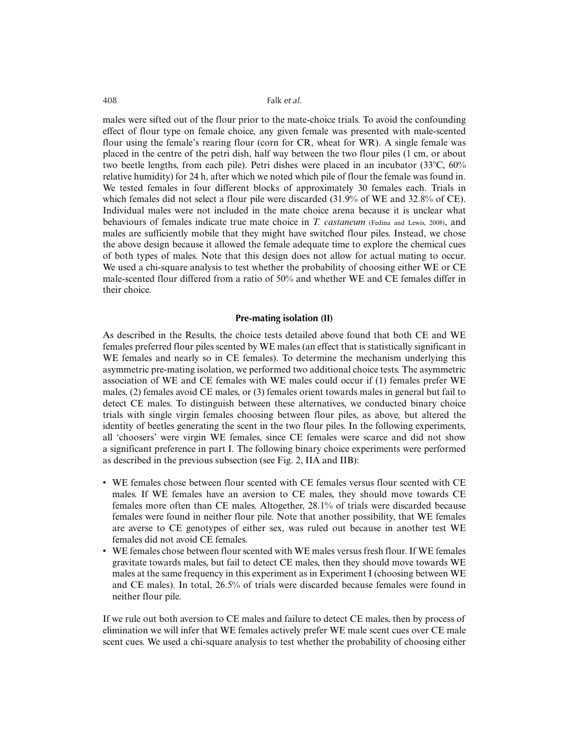males were sifted out of the flour prior to the mate-choice trials. To avoid the confounding effect of flour type on female choice, any given female was presented with male-scented flour using the female's rearing flour (corn for CR, wheat for WR). A single female was placed in the centre of the petri dish, half way between the two flour piles (1 cm, or about two beetle lengths, from each pile). Petri dishes were placed in an incubator (33°C, 60% relative humidity) for 24 h, after which we noted which pile of flour the female was found in. We tested females in four different blocks of approximately 30 females each. Trials in which females did not select a flour pile were discarded (31.9% of WE and 32.8% of CE). Individual males were not included in the mate choice arena because it is unclear what behaviours of females indicate true mate choice in *T. castaneum* (Fedina and Lewis, 2008), and males are sufficiently mobile that they might have switched flour piles. Instead, we chose the above design because it allowed the female adequate time to explore the chemical cues of both types of males. Note that this design does not allow for actual mating to occur. We used a chi-square analysis to test whether the probability of choosing either WE or CE male-scented flour differed from a ratio of 50% and whether WE and CE females differ in their choice.

### Pre-mating isolation (II)

As described in the Results, the choice tests detailed above found that both CE and WE females preferred flour piles scented by WE males (an effect that is statistically significant in WE females and nearly so in CE females). To determine the mechanism underlying this asymmetric pre-mating isolation, we performed two additional choice tests. The asymmetric association of WE and CE females with WE males could occur if (1) females prefer WE males, (2) females avoid CE males, or (3) females orient towards males in general but fail to detect CE males. To distinguish between these alternatives, we conducted binary choice trials with single virgin females choosing between flour piles, as above, but altered the identity of beetles generating the scent in the two flour piles. In the following experiments, all 'choosers' were virgin WE females, since CE females were scarce and did not show a significant preference in part I. The following binary choice experiments were performed as described in the previous subsection (see Fig. 2, IIA and IIB):

- WE females chose between flour scented with CE females versus flour scented with CE males. If WE females have an aversion to CE males, they should move towards CE females more often than CE males. Altogether, 28.1% of trials were discarded because females were found in neither flour pile. Note that another possibility, that WE females are averse to CE genotypes of either sex, was ruled out because in another test WE females did not avoid CE females.
- WE females chose between flour scented with WE males versus fresh flour. If WE females gravitate towards males, but fail to detect CE males, then they should move towards WE males at the same frequency in this experiment as in Experiment I (choosing between WE and CE males). In total, 26.5% of trials were discarded because females were found in neither flour pile.

If we rule out both aversion to CE males and failure to detect CE males, then by process of elimination we will infer that WE females actively prefer WE male scent cues over CE male scent cues. We used a chi-square analysis to test whether the probability of choosing either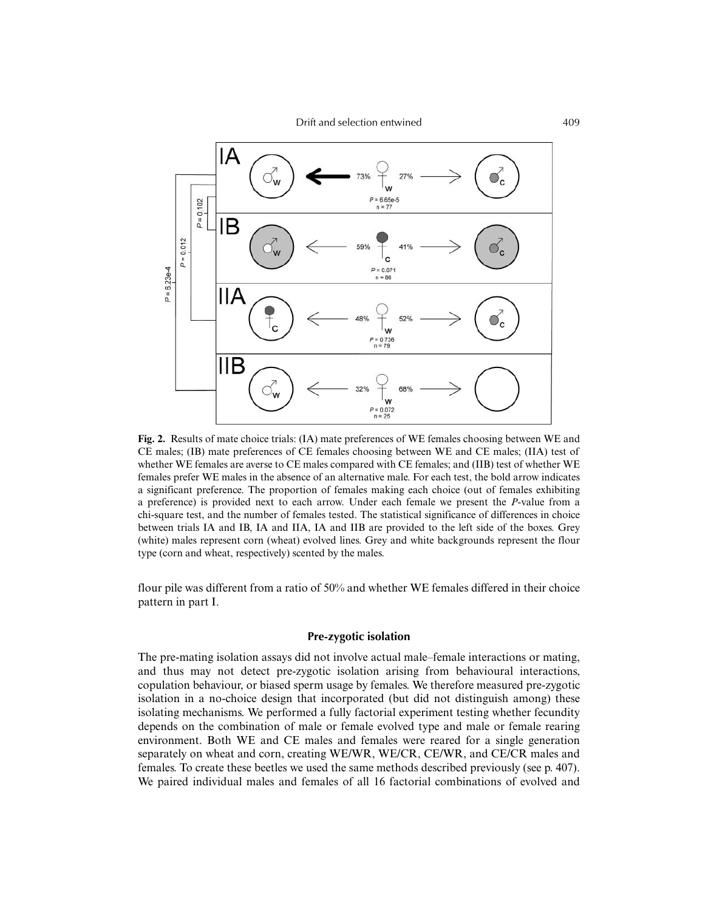**Fig. 2.** Results of mate choice trials: (IA) mate preferences of WE females choosing between WE and CE males; (IB) mate preferences of CE females choosing between WE and CE males; (IIA) test of whether WE females are averse to CE males compared with CE females; and (IIB) test of whether WE females prefer WE males in the absence of an alternative male. For each test, the bold arrow indicates a significant preference. The proportion of females making each choice (out of females exhibiting a preference) is provided next to each arrow. Under each female we present the *P*-value from a chi-square test, and the number of females tested. The statistical significance of differences in choice between trials IA and IB, IA and IIA, IA and IIB are provided to the left side of the boxes. Grey (white) males represent corn (wheat) evolved lines. Grey and white backgrounds represent the flour type (corn and wheat, respectively) scented by the males.

flour pile was different from a ratio of 50% and whether WE females differed in their choice pattern in part I.

### Pre-zygotic isolation

The pre-mating isolation assays did not involve actual male–female interactions or mating, and thus may not detect pre-zygotic isolation arising from behavioural interactions, copulation behaviour, or biased sperm usage by females. We therefore measured pre-zygotic isolation in a no-choice design that incorporated (but did not distinguish among) these isolating mechanisms. We performed a fully factorial experiment testing whether fecundity depends on the combination of male or female evolved type and male or female rearing environment. Both WE and CE males and females were reared for a single generation separately on wheat and corn, creating WE/WR, WE/CR, CE/WR, and CE/CR males and females. To create these beetles we used the same methods described previously (see p. 407). We paired individual males and females of all 16 factorial combinations of evolved and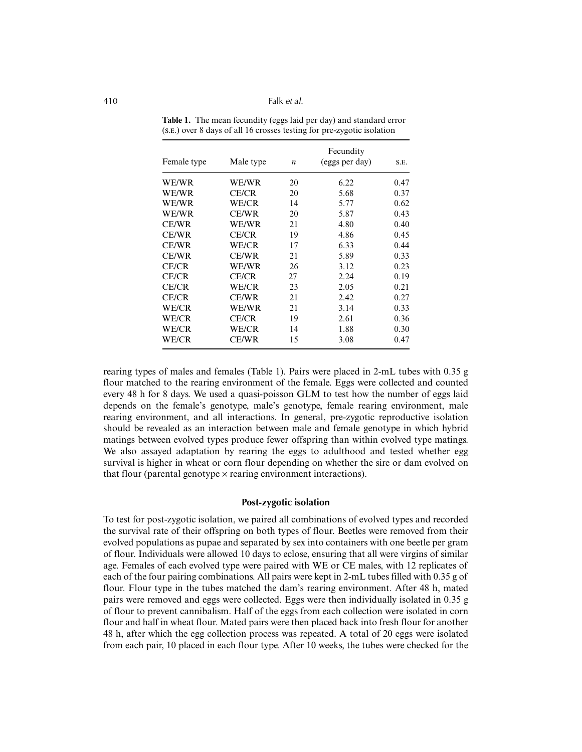**Table 1.** The mean fecundity (eggs laid per day) and standard error (S.E.) over 8 days of all 16 crosses testing for pre-zygotic isolation

| Female type | Male type | $n$ | Fecundity (eggs per day) | S.E. |
|---|---|---|---|---|
| WE/WR | WE/WR | 20 | 6.22 | 0.47 |
| WE/WR | CE/CR | 20 | 5.68 | 0.37 |
| WE/WR | WE/CR | 14 | 5.77 | 0.62 |
| WE/WR | CE/WR | 20 | 5.87 | 0.43 |
| CE/WR | WE/WR | 21 | 4.80 | 0.40 |
| CE/WR | CE/CR | 19 | 4.86 | 0.45 |
| CE/WR | WE/CR | 17 | 6.33 | 0.44 |
| CE/WR | CE/WR | 21 | 5.89 | 0.33 |
| CE/CR | WE/WR | 26 | 3.12 | 0.23 |
| CE/CR | CE/CR | 27 | 2.24 | 0.19 |
| CE/CR | WE/CR | 23 | 2.05 | 0.21 |
| CE/CR | CE/WR | 21 | 2.42 | 0.27 |
| WE/CR | WE/WR | 21 | 3.14 | 0.33 |
| WE/CR | CE/CR | 19 | 2.61 | 0.36 |
| WE/CR | WE/CR | 14 | 1.88 | 0.30 |
| WE/CR | CE/WR | 15 | 3.08 | 0.47 |

rearing types of males and females (Table 1). Pairs were placed in 2-mL tubes with 0.35 g flour matched to the rearing environment of the female. Eggs were collected and counted every 48 h for 8 days. We used a quasi-poisson GLM to test how the number of eggs laid depends on the female's genotype, male's genotype, female rearing environment, male rearing environment, and all interactions. In general, pre-zygotic reproductive isolation should be revealed as an interaction between male and female genotype in which hybrid matings between evolved types produce fewer offspring than within evolved type matings. We also assayed adaptation by rearing the eggs to adulthood and tested whether egg survival is higher in wheat or corn flour depending on whether the sire or dam evolved on that flour (parental genotype × rearing environment interactions).

## Post-zygotic isolation

To test for post-zygotic isolation, we paired all combinations of evolved types and recorded the survival rate of their offspring on both types of flour. Beetles were removed from their evolved populations as pupae and separated by sex into containers with one beetle per gram of flour. Individuals were allowed 10 days to eclose, ensuring that all were virgins of similar age. Females of each evolved type were paired with WE or CE males, with 12 replicates of each of the four pairing combinations. All pairs were kept in 2-mL tubes filled with 0.35 g of flour. Flour type in the tubes matched the dam's rearing environment. After 48 h, mated pairs were removed and eggs were collected. Eggs were then individually isolated in 0.35 g of flour to prevent cannibalism. Half of the eggs from each collection were isolated in corn flour and half in wheat flour. Mated pairs were then placed back into fresh flour for another 48 h, after which the egg collection process was repeated. A total of 20 eggs were isolated from each pair, 10 placed in each flour type. After 10 weeks, the tubes were checked for the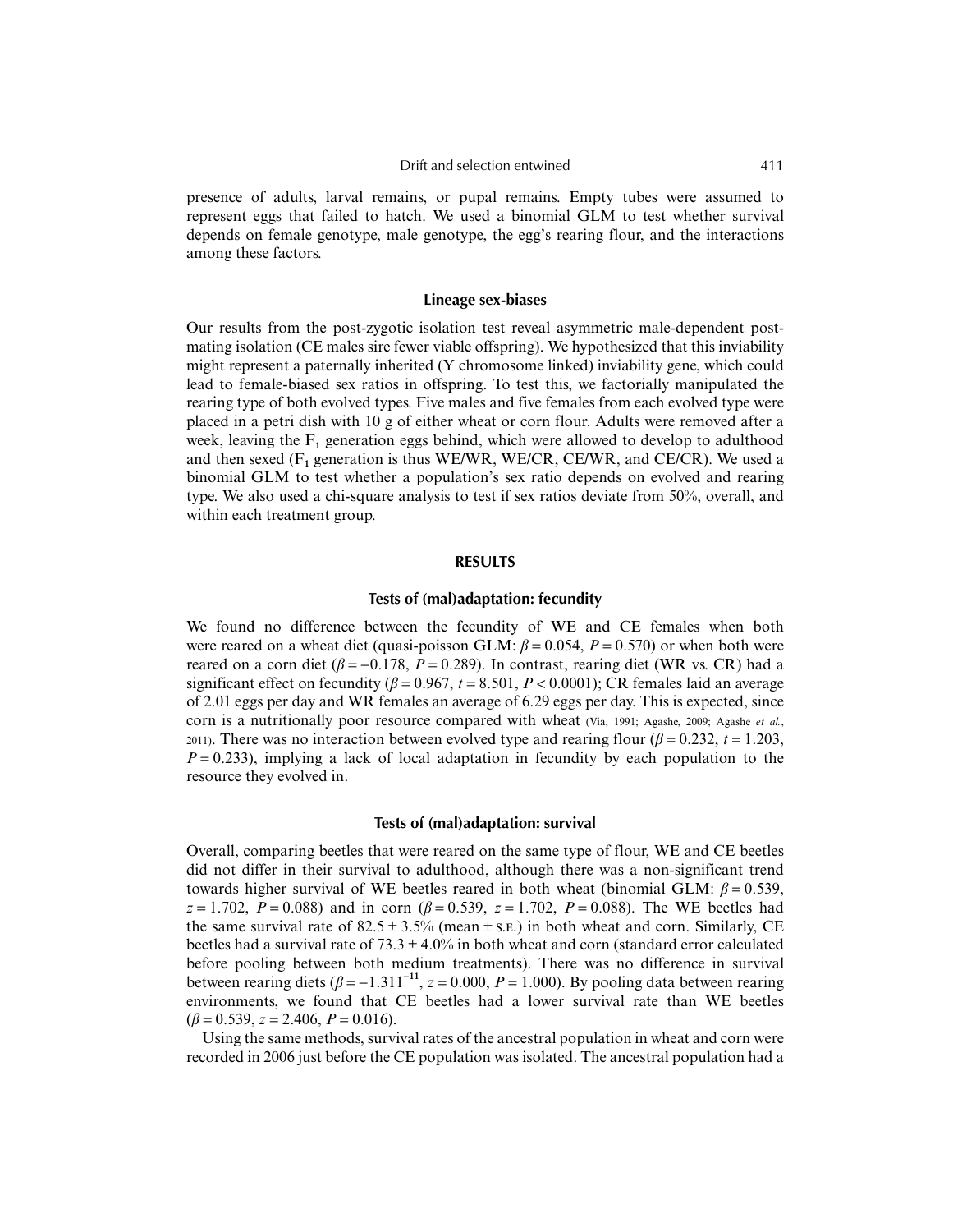presence of adults, larval remains, or pupal remains. Empty tubes were assumed to represent eggs that failed to hatch. We used a binomial GLM to test whether survival depends on female genotype, male genotype, the egg's rearing flour, and the interactions among these factors.

### Lineage sex-biases

Our results from the post-zygotic isolation test reveal asymmetric male-dependent post-mating isolation (CE males sire fewer viable offspring). We hypothesized that this inviability might represent a paternally inherited (Y chromosome linked) inviability gene, which could lead to female-biased sex ratios in offspring. To test this, we factorially manipulated the rearing type of both evolved types. Five males and five females from each evolved type were placed in a petri dish with 10 g of either wheat or corn flour. Adults were removed after a week, leaving the $F_1$ generation eggs behind, which were allowed to develop to adulthood and then sexed ($F_1$ generation is thus WE/WR, WE/CR, CE/WR, and CE/CR). We used a binomial GLM to test whether a population's sex ratio depends on evolved and rearing type. We also used a chi-square analysis to test if sex ratios deviate from 50%, overall, and within each treatment group.

## RESULTS

### Tests of (mal)adaptation: fecundity

We found no difference between the fecundity of WE and CE females when both were reared on a wheat diet (quasi-poisson GLM: $\beta = 0.054$, $P = 0.570$) or when both were reared on a corn diet ($\beta = -0.178$, $P = 0.289$). In contrast, rearing diet (WR vs. CR) had a significant effect on fecundity ($\beta = 0.967$, $t = 8.501$, $P < 0.0001$); CR females laid an average of 2.01 eggs per day and WR females an average of 6.29 eggs per day. This is expected, since corn is a nutritionally poor resource compared with wheat (Via, 1991; Agashe, 2009; Agashe *et al.*, 2011). There was no interaction between evolved type and rearing flour ($\beta = 0.232$, $t = 1.203$, $P = 0.233$), implying a lack of local adaptation in fecundity by each population to the resource they evolved in.

### Tests of (mal)adaptation: survival

Overall, comparing beetles that were reared on the same type of flour, WE and CE beetles did not differ in their survival to adulthood, although there was a non-significant trend towards higher survival of WE beetles reared in both wheat (binomial GLM: $\beta = 0.539$, $z = 1.702$, $P = 0.088$) and in corn ($\beta = 0.539$, $z = 1.702$, $P = 0.088$). The WE beetles had the same survival rate of $82.5 \pm 3.5\%$ (mean ± s.e.) in both wheat and corn. Similarly, CE beetles had a survival rate of $73.3 \pm 4.0\%$ in both wheat and corn (standard error calculated before pooling between both medium treatments). There was no difference in survival between rearing diets ($\beta = -1.311^{-11}$, $z = 0.000$, $P = 1.000$). By pooling data between rearing environments, we found that CE beetles had a lower survival rate than WE beetles ($\beta = 0.539$, $z = 2.406$, $P = 0.016$).

Using the same methods, survival rates of the ancestral population in wheat and corn were recorded in 2006 just before the CE population was isolated. The ancestral population had a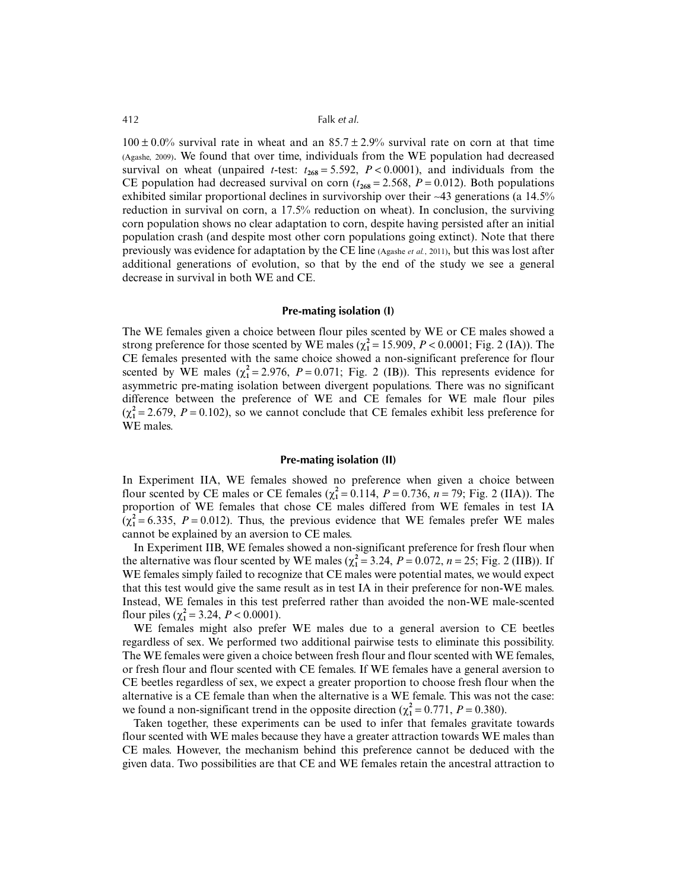100 ± 0.0% survival rate in wheat and an 85.7 ± 2.9% survival rate on corn at that time (Agashe, 2009). We found that over time, individuals from the WE population had decreased survival on wheat (unpaired *t*-test: $t_{268} = 5.592$, $P < 0.0001$), and individuals from the CE population had decreased survival on corn ($t_{268} = 2.568$, $P = 0.012$). Both populations exhibited similar proportional declines in survivorship over their ~43 generations (a 14.5% reduction in survival on corn, a 17.5% reduction on wheat). In conclusion, the surviving corn population shows no clear adaptation to corn, despite having persisted after an initial population crash (and despite most other corn populations going extinct). Note that there previously was evidence for adaptation by the CE line (Agashe *et al.*, 2011), but this was lost after additional generations of evolution, so that by the end of the study we see a general decrease in survival in both WE and CE.

### Pre-mating isolation (I)

The WE females given a choice between flour piles scented by WE or CE males showed a strong preference for those scented by WE males ($\chi^2_1 = 15.909$, $P < 0.0001$; Fig. 2 (IA)). The CE females presented with the same choice showed a non-significant preference for flour scented by WE males ($\chi^2_1 = 2.976$, $P = 0.071$; Fig. 2 (IB)). This represents evidence for asymmetric pre-mating isolation between divergent populations. There was no significant difference between the preference of WE and CE females for WE male flour piles ($\chi^2_1 = 2.679$, $P = 0.102$), so we cannot conclude that CE females exhibit less preference for WE males.

### Pre-mating isolation (II)

In Experiment IIA, WE females showed no preference when given a choice between flour scented by CE males or CE females ($\chi^2_1 = 0.114$, $P = 0.736$, $n = 79$; Fig. 2 (IIA)). The proportion of WE females that chose CE males differed from WE females in test IA ($\chi^2_1 = 6.335$, $P = 0.012$). Thus, the previous evidence that WE females prefer WE males cannot be explained by an aversion to CE males.

In Experiment IIB, WE females showed a non-significant preference for fresh flour when the alternative was flour scented by WE males ($\chi^2_1 = 3.24$, $P = 0.072$, $n = 25$; Fig. 2 (IIB)). If WE females simply failed to recognize that CE males were potential mates, we would expect that this test would give the same result as in test IA in their preference for non-WE males. Instead, WE females in this test preferred rather than avoided the non-WE male-scented flour piles ($\chi^2_1 = 3.24$, $P < 0.0001$).

WE females might also prefer WE males due to a general aversion to CE beetles regardless of sex. We performed two additional pairwise tests to eliminate this possibility. The WE females were given a choice between fresh flour and flour scented with WE females, or fresh flour and flour scented with CE females. If WE females have a general aversion to CE beetles regardless of sex, we expect a greater proportion to choose fresh flour when the alternative is a CE female than when the alternative is a WE female. This was not the case: we found a non-significant trend in the opposite direction ($\chi^2_1 = 0.771$, $P = 0.380$).

Taken together, these experiments can be used to infer that females gravitate towards flour scented with WE males because they have a greater attraction towards WE males than CE males. However, the mechanism behind this preference cannot be deduced with the given data. Two possibilities are that CE and WE females retain the ancestral attraction to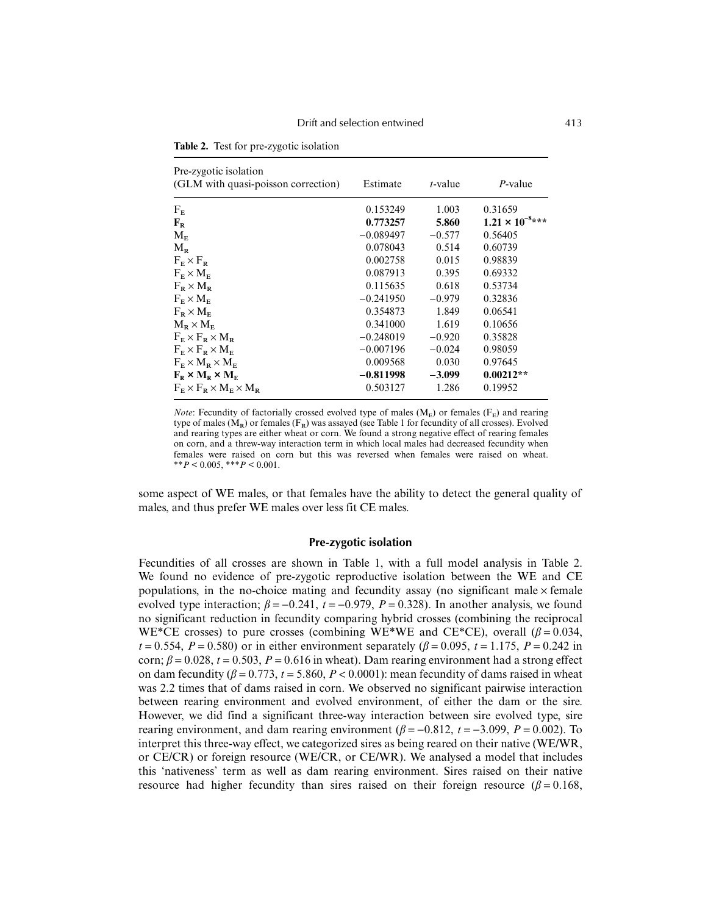**Table 2.** Test for pre-zygotic isolation

| Pre-zygotic isolation (GLM with quasi-poisson correction) | Estimate | *t*-value | *P*-value |
|---|---|---|---|
| $F_E$ | 0.153249 | 1.003 | 0.31659 |
| $\mathbf{F_R}$ | **0.773257** | **5.860** | $\mathbf{1.21 \times 10^{-8}}$*** |
| $M_E$ | −0.089497 | −0.577 | 0.56405 |
| $M_R$ | 0.078043 | 0.514 | 0.60739 |
| $F_E \times F_R$ | 0.002758 | 0.015 | 0.98839 |
| $F_E \times M_E$ | 0.087913 | 0.395 | 0.69332 |
| $F_R \times M_R$ | 0.115635 | 0.618 | 0.53734 |
| $F_E \times M_E$ | −0.241950 | −0.979 | 0.32836 |
| $F_R \times M_E$ | 0.354873 | 1.849 | 0.06541 |
| $M_R \times M_E$ | 0.341000 | 1.619 | 0.10656 |
| $F_E \times F_R \times M_R$ | −0.248019 | −0.920 | 0.35828 |
| $F_E \times F_R \times M_E$ | −0.007196 | −0.024 | 0.98059 |
| $F_E \times M_R \times M_E$ | 0.009568 | 0.030 | 0.97645 |
| $\mathbf{F_R \times M_R \times M_E}$ | **−0.811998** | **−3.099** | **0.00212**** |
| $F_E \times F_R \times M_E \times M_R$ | 0.503127 | 1.286 | 0.19952 |

*Note*: Fecundity of factorially crossed evolved type of males ($M_E$) or females ($F_E$) and rearing type of males ($M_R$) or females ($F_R$) was assayed (see Table 1 for fecundity of all crosses). Evolved and rearing types are either wheat or corn. We found a strong negative effect of rearing females on corn, and a threw-way interaction term in which local males had decreased fecundity when females were raised on corn but this was reversed when females were raised on wheat. $^{**}P < 0.005$, $^{***}P < 0.001$.

some aspect of WE males, or that females have the ability to detect the general quality of males, and thus prefer WE males over less fit CE males.

## Pre-zygotic isolation

Fecundities of all crosses are shown in Table 1, with a full model analysis in Table 2. We found no evidence of pre-zygotic reproductive isolation between the WE and CE populations, in the no-choice mating and fecundity assay (no significant male × female evolved type interaction; $\beta = -0.241$, $t = -0.979$, $P = 0.328$). In another analysis, we found no significant reduction in fecundity comparing hybrid crosses (combining the reciprocal WE*CE crosses) to pure crosses (combining WE*WE and CE*CE), overall ($\beta = 0.034$, $t = 0.554$, $P = 0.580$) or in either environment separately ($\beta = 0.095$, $t = 1.175$, $P = 0.242$ in corn; $\beta = 0.028$, $t = 0.503$, $P = 0.616$ in wheat). Dam rearing environment had a strong effect on dam fecundity ($\beta = 0.773$, $t = 5.860$, $P < 0.0001$): mean fecundity of dams raised in wheat was 2.2 times that of dams raised in corn. We observed no significant pairwise interaction between rearing environment and evolved environment, of either the dam or the sire. However, we did find a significant three-way interaction between sire evolved type, sire rearing environment, and dam rearing environment ($\beta = -0.812$, $t = -3.099$, $P = 0.002$). To interpret this three-way effect, we categorized sires as being reared on their native (WE/WR, or CE/CR) or foreign resource (WE/CR, or CE/WR). We analysed a model that includes this 'nativeness' term as well as dam rearing environment. Sires raised on their native resource had higher fecundity than sires raised on their foreign resource ($\beta = 0.168$,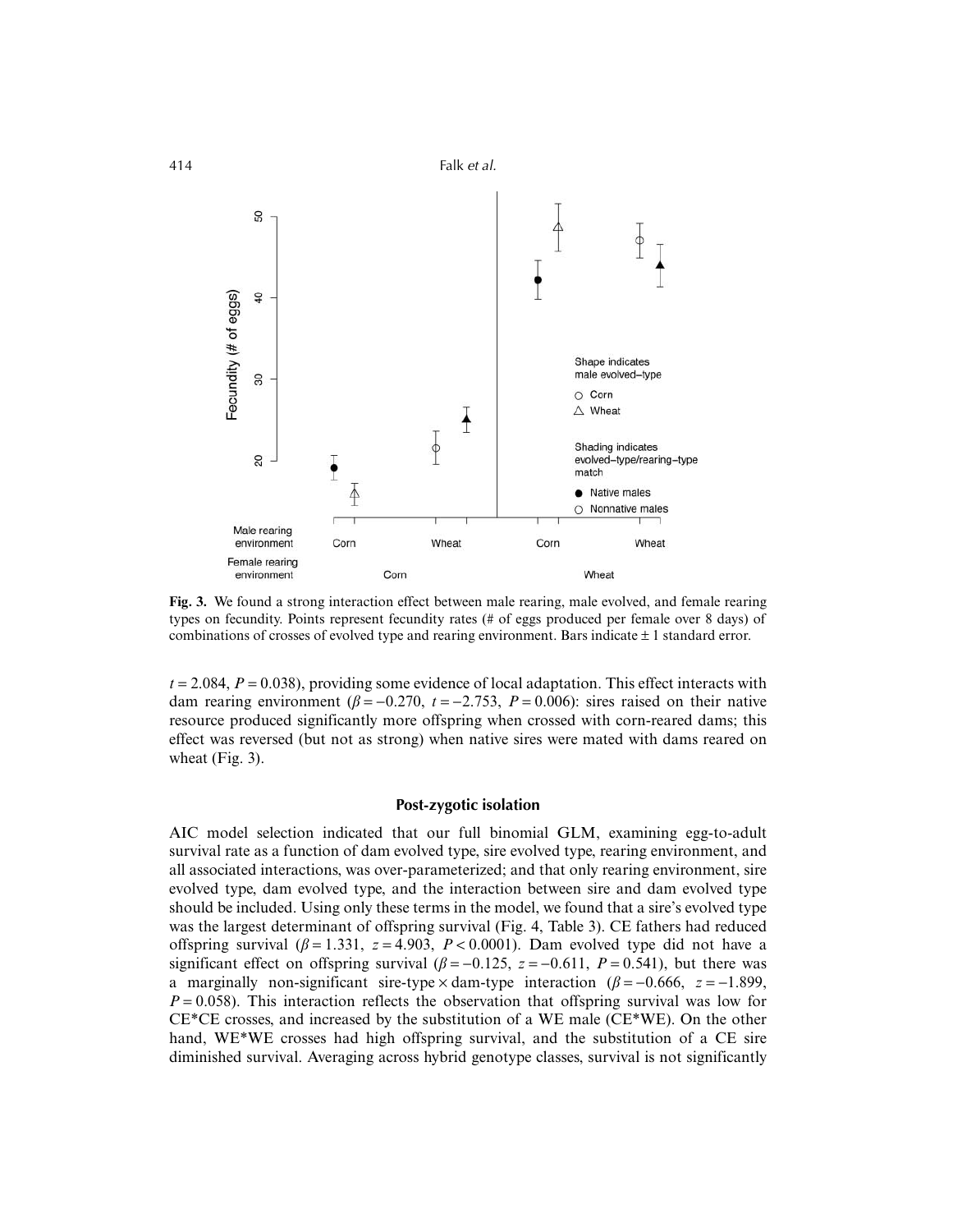**Fig. 3.** We found a strong interaction effect between male rearing, male evolved, and female rearing types on fecundity. Points represent fecundity rates (# of eggs produced per female over 8 days) of combinations of crosses of evolved type and rearing environment. Bars indicate ± 1 standard error.

$t = 2.084$, $P = 0.038$), providing some evidence of local adaptation. This effect interacts with dam rearing environment ($\beta = -0.270$, $t = -2.753$, $P = 0.006$): sires raised on their native resource produced significantly more offspring when crossed with corn-reared dams; this effect was reversed (but not as strong) when native sires were mated with dams reared on wheat (Fig. 3).

### Post-zygotic isolation

AIC model selection indicated that our full binomial GLM, examining egg-to-adult survival rate as a function of dam evolved type, sire evolved type, rearing environment, and all associated interactions, was over-parameterized; and that only rearing environment, sire evolved type, dam evolved type, and the interaction between sire and dam evolved type should be included. Using only these terms in the model, we found that a sire's evolved type was the largest determinant of offspring survival (Fig. 4, Table 3). CE fathers had reduced offspring survival ($\beta = 1.331$, $z = 4.903$, $P < 0.0001$). Dam evolved type did not have a significant effect on offspring survival ($\beta = -0.125$, $z = -0.611$, $P = 0.541$), but there was a marginally non-significant sire-type × dam-type interaction ($\beta = -0.666$, $z = -1.899$, $P = 0.058$). This interaction reflects the observation that offspring survival was low for CE*CE crosses, and increased by the substitution of a WE male (CE*WE). On the other hand, WE*WE crosses had high offspring survival, and the substitution of a CE sire diminished survival. Averaging across hybrid genotype classes, survival is not significantly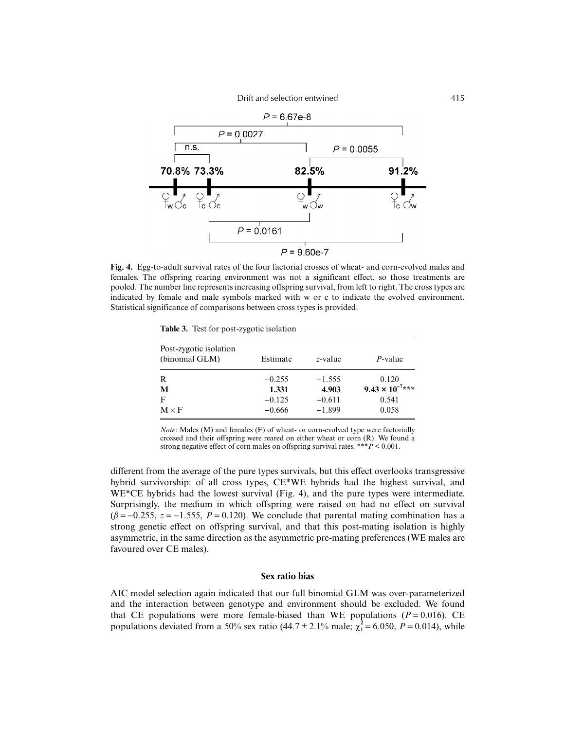**Fig. 4.** Egg-to-adult survival rates of the four factorial crosses of wheat- and corn-evolved males and females. The offspring rearing environment was not a significant effect, so those treatments are pooled. The number line represents increasing offspring survival, from left to right. The cross types are indicated by female and male symbols marked with w or c to indicate the evolved environment. Statistical significance of comparisons between cross types is provided.

**Table 3.** Test for post-zygotic isolation

| Post-zygotic isolation (binomial GLM) | Estimate | *z*-value | *P*-value |
|---|---|---|---|
| R | −0.255 | −1.555 | 0.120 |
| **M** | **1.331** | **4.903** | $\mathbf{9.43 \times 10^{-7}}$***** |
| F | −0.125 | −0.611 | 0.541 |
| M × F | −0.666 | −1.899 | 0.058 |

*Note*: Males (M) and females (F) of wheat- or corn-evolved type were factorially crossed and their offspring were reared on either wheat or corn (R). We found a strong negative effect of corn males on offspring survival rates. ***$P < 0.001$.

different from the average of the pure types survivals, but this effect overlooks transgressive hybrid survivorship: of all cross types, CE*WE hybrids had the highest survival, and WE*CE hybrids had the lowest survival (Fig. 4), and the pure types were intermediate. Surprisingly, the medium in which offspring were raised on had no effect on survival ($\beta = -0.255$, $z = -1.555$, $P = 0.120$). We conclude that parental mating combination has a strong genetic effect on offspring survival, and that this post-mating isolation is highly asymmetric, in the same direction as the asymmetric pre-mating preferences (WE males are favoured over CE males).

### Sex ratio bias

AIC model selection again indicated that our full binomial GLM was over-parameterized and the interaction between genotype and environment should be excluded. We found that CE populations were more female-biased than WE populations ($P = 0.016$). CE populations deviated from a 50% sex ratio (44.7 ± 2.1% male; $\chi^2_1 = 6.050$, $P = 0.014$), while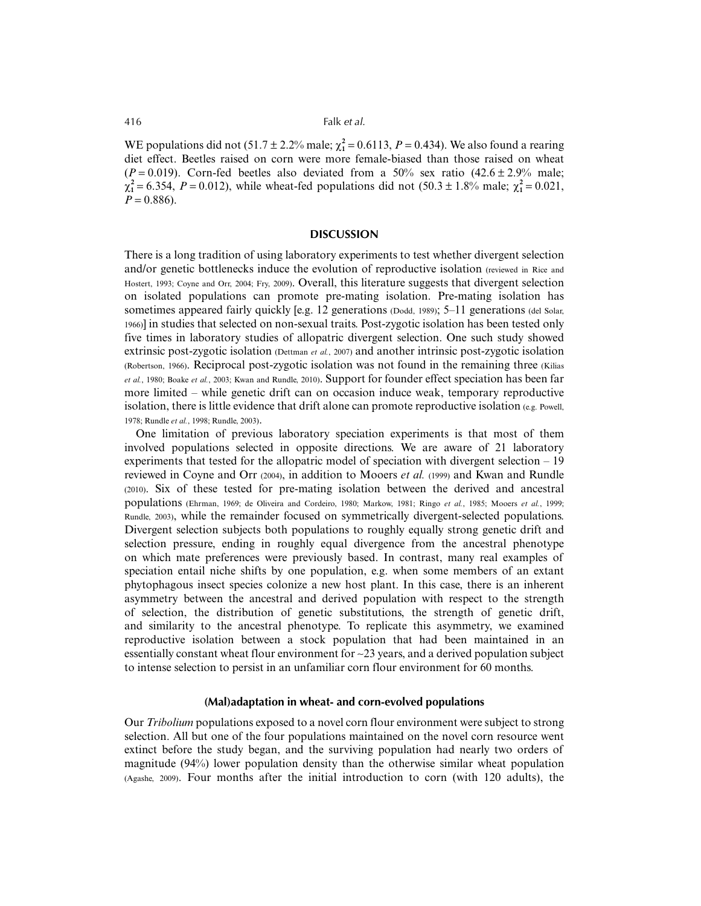WE populations did not (51.7 ± 2.2% male; $\chi^2_1 = 0.6113$, $P = 0.434$). We also found a rearing diet effect. Beetles raised on corn were more female-biased than those raised on wheat ($P = 0.019$). Corn-fed beetles also deviated from a 50% sex ratio (42.6 ± 2.9% male; $\chi^2_1 = 6.354$, $P = 0.012$), while wheat-fed populations did not (50.3 ± 1.8% male; $\chi^2_1 = 0.021$, $P = 0.886$).

## DISCUSSION

There is a long tradition of using laboratory experiments to test whether divergent selection and/or genetic bottlenecks induce the evolution of reproductive isolation (reviewed in Rice and Hostert, 1993; Coyne and Orr, 2004; Fry, 2009). Overall, this literature suggests that divergent selection on isolated populations can promote pre-mating isolation. Pre-mating isolation has sometimes appeared fairly quickly [e.g. 12 generations (Dodd, 1989); 5–11 generations (del Solar, 1966)] in studies that selected on non-sexual traits. Post-zygotic isolation has been tested only five times in laboratory studies of allopatric divergent selection. One such study showed extrinsic post-zygotic isolation (Dettman *et al.*, 2007) and another intrinsic post-zygotic isolation (Robertson, 1966). Reciprocal post-zygotic isolation was not found in the remaining three (Kilias *et al.*, 1980; Boake *et al.*, 2003; Kwan and Rundle, 2010). Support for founder effect speciation has been far more limited – while genetic drift can on occasion induce weak, temporary reproductive isolation, there is little evidence that drift alone can promote reproductive isolation (e.g. Powell, 1978; Rundle *et al.*, 1998; Rundle, 2003).

One limitation of previous laboratory speciation experiments is that most of them involved populations selected in opposite directions. We are aware of 21 laboratory experiments that tested for the allopatric model of speciation with divergent selection – 19 reviewed in Coyne and Orr (2004), in addition to Mooers *et al.* (1999) and Kwan and Rundle (2010). Six of these tested for pre-mating isolation between the derived and ancestral populations (Ehrman, 1969; de Oliveira and Cordeiro, 1980; Markow, 1981; Ringo *et al.*, 1985; Mooers *et al.*, 1999; Rundle, 2003), while the remainder focused on symmetrically divergent-selected populations. Divergent selection subjects both populations to roughly equally strong genetic drift and selection pressure, ending in roughly equal divergence from the ancestral phenotype on which mate preferences were previously based. In contrast, many real examples of speciation entail niche shifts by one population, e.g. when some members of an extant phytophagous insect species colonize a new host plant. In this case, there is an inherent asymmetry between the ancestral and derived population with respect to the strength of selection, the distribution of genetic substitutions, the strength of genetic drift, and similarity to the ancestral phenotype. To replicate this asymmetry, we examined reproductive isolation between a stock population that had been maintained in an essentially constant wheat flour environment for ~23 years, and a derived population subject to intense selection to persist in an unfamiliar corn flour environment for 60 months.

### (Mal)adaptation in wheat- and corn-evolved populations

Our *Tribolium* populations exposed to a novel corn flour environment were subject to strong selection. All but one of the four populations maintained on the novel corn resource went extinct before the study began, and the surviving population had nearly two orders of magnitude (94%) lower population density than the otherwise similar wheat population (Agashe, 2009). Four months after the initial introduction to corn (with 120 adults), the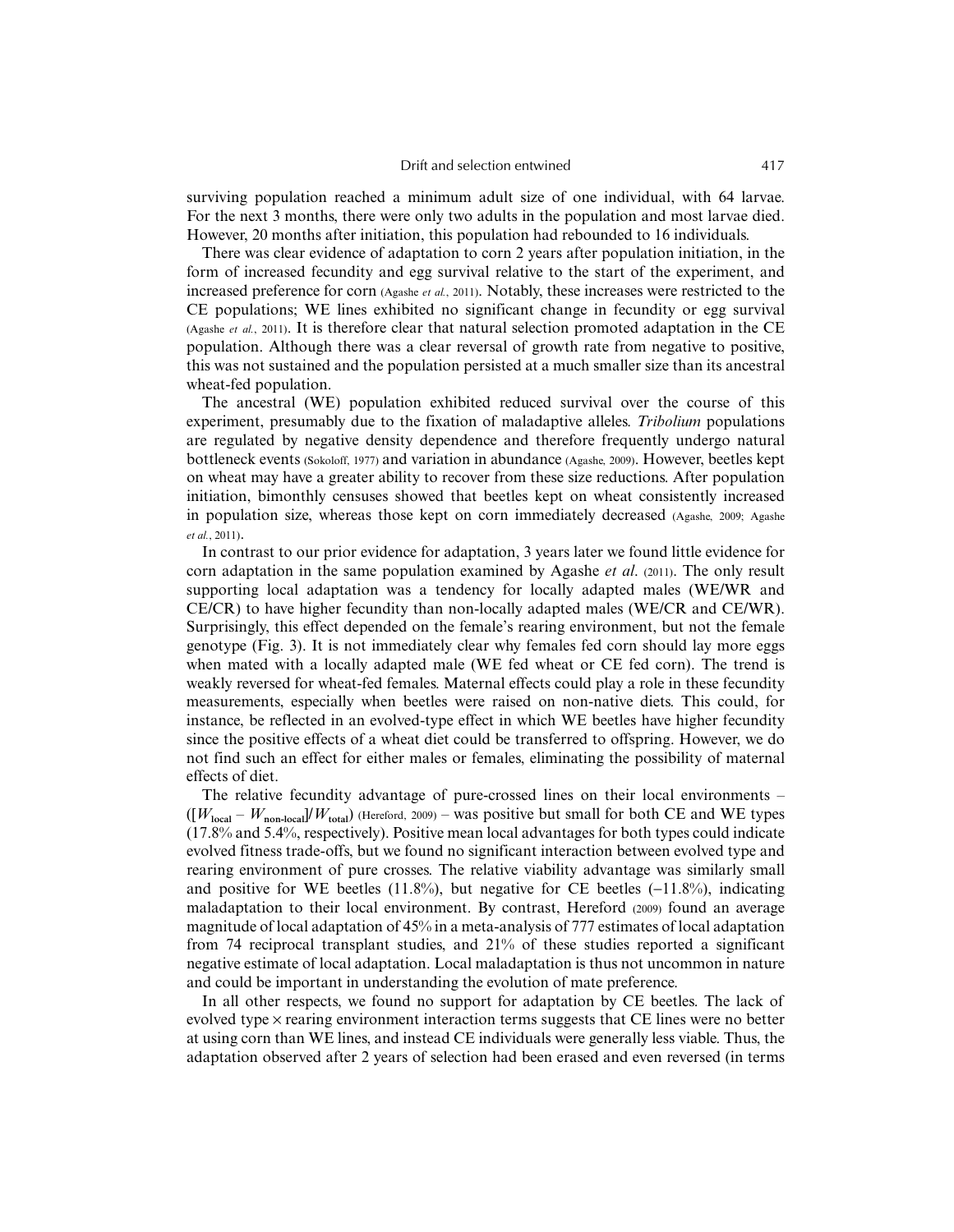surviving population reached a minimum adult size of one individual, with 64 larvae. For the next 3 months, there were only two adults in the population and most larvae died. However, 20 months after initiation, this population had rebounded to 16 individuals.

There was clear evidence of adaptation to corn 2 years after population initiation, in the form of increased fecundity and egg survival relative to the start of the experiment, and increased preference for corn (Agashe *et al.*, 2011). Notably, these increases were restricted to the CE populations; WE lines exhibited no significant change in fecundity or egg survival (Agashe *et al.*, 2011). It is therefore clear that natural selection promoted adaptation in the CE population. Although there was a clear reversal of growth rate from negative to positive, this was not sustained and the population persisted at a much smaller size than its ancestral wheat-fed population.

The ancestral (WE) population exhibited reduced survival over the course of this experiment, presumably due to the fixation of maladaptive alleles. *Tribolium* populations are regulated by negative density dependence and therefore frequently undergo natural bottleneck events (Sokoloff, 1977) and variation in abundance (Agashe, 2009). However, beetles kept on wheat may have a greater ability to recover from these size reductions. After population initiation, bimonthly censuses showed that beetles kept on wheat consistently increased in population size, whereas those kept on corn immediately decreased (Agashe, 2009; Agashe *et al.*, 2011).

In contrast to our prior evidence for adaptation, 3 years later we found little evidence for corn adaptation in the same population examined by Agashe *et al.* (2011). The only result supporting local adaptation was a tendency for locally adapted males (WE/WR and CE/CR) to have higher fecundity than non-locally adapted males (WE/CR and CE/WR). Surprisingly, this effect depended on the female's rearing environment, but not the female genotype (Fig. 3). It is not immediately clear why females fed corn should lay more eggs when mated with a locally adapted male (WE fed wheat or CE fed corn). The trend is weakly reversed for wheat-fed females. Maternal effects could play a role in these fecundity measurements, especially when beetles were raised on non-native diets. This could, for instance, be reflected in an evolved-type effect in which WE beetles have higher fecundity since the positive effects of a wheat diet could be transferred to offspring. However, we do not find such an effect for either males or females, eliminating the possibility of maternal effects of diet.

The relative fecundity advantage of pure-crossed lines on their local environments – ($[W_{\mathbf{local}} - W_{\mathbf{non\text{-}local}}]/W_{\mathbf{total}}$) (Hereford, 2009) – was positive but small for both CE and WE types (17.8% and 5.4%, respectively). Positive mean local advantages for both types could indicate evolved fitness trade-offs, but we found no significant interaction between evolved type and rearing environment of pure crosses. The relative viability advantage was similarly small and positive for WE beetles (11.8%), but negative for CE beetles (−11.8%), indicating maladaptation to their local environment. By contrast, Hereford (2009) found an average magnitude of local adaptation of 45% in a meta-analysis of 777 estimates of local adaptation from 74 reciprocal transplant studies, and 21% of these studies reported a significant negative estimate of local adaptation. Local maladaptation is thus not uncommon in nature and could be important in understanding the evolution of mate preference.

In all other respects, we found no support for adaptation by CE beetles. The lack of evolved type × rearing environment interaction terms suggests that CE lines were no better at using corn than WE lines, and instead CE individuals were generally less viable. Thus, the adaptation observed after 2 years of selection had been erased and even reversed (in terms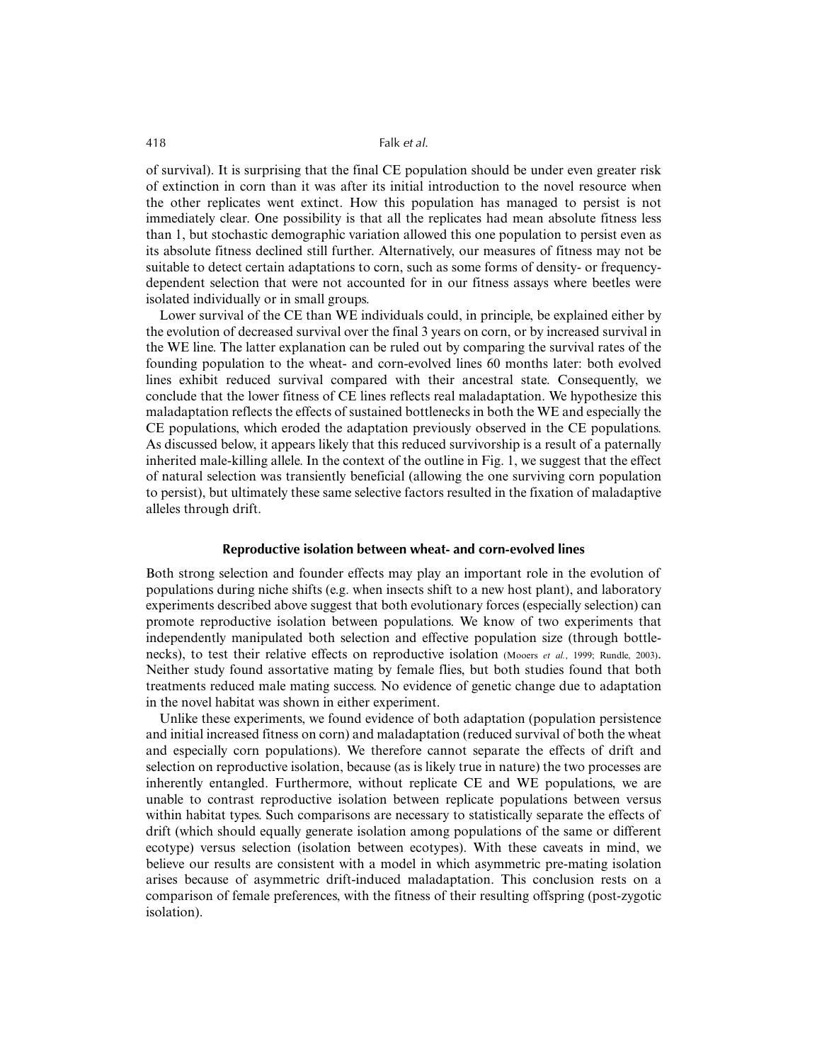of survival). It is surprising that the final CE population should be under even greater risk of extinction in corn than it was after its initial introduction to the novel resource when the other replicates went extinct. How this population has managed to persist is not immediately clear. One possibility is that all the replicates had mean absolute fitness less than 1, but stochastic demographic variation allowed this one population to persist even as its absolute fitness declined still further. Alternatively, our measures of fitness may not be suitable to detect certain adaptations to corn, such as some forms of density- or frequency-dependent selection that were not accounted for in our fitness assays where beetles were isolated individually or in small groups.

Lower survival of the CE than WE individuals could, in principle, be explained either by the evolution of decreased survival over the final 3 years on corn, or by increased survival in the WE line. The latter explanation can be ruled out by comparing the survival rates of the founding population to the wheat- and corn-evolved lines 60 months later: both evolved lines exhibit reduced survival compared with their ancestral state. Consequently, we conclude that the lower fitness of CE lines reflects real maladaptation. We hypothesize this maladaptation reflects the effects of sustained bottlenecks in both the WE and especially the CE populations, which eroded the adaptation previously observed in the CE populations. As discussed below, it appears likely that this reduced survivorship is a result of a paternally inherited male-killing allele. In the context of the outline in Fig. 1, we suggest that the effect of natural selection was transiently beneficial (allowing the one surviving corn population to persist), but ultimately these same selective factors resulted in the fixation of maladaptive alleles through drift.

### Reproductive isolation between wheat- and corn-evolved lines

Both strong selection and founder effects may play an important role in the evolution of populations during niche shifts (e.g. when insects shift to a new host plant), and laboratory experiments described above suggest that both evolutionary forces (especially selection) can promote reproductive isolation between populations. We know of two experiments that independently manipulated both selection and effective population size (through bottlenecks), to test their relative effects on reproductive isolation (Mooers *et al.*, 1999; Rundle, 2003). Neither study found assortative mating by female flies, but both studies found that both treatments reduced male mating success. No evidence of genetic change due to adaptation in the novel habitat was shown in either experiment.

Unlike these experiments, we found evidence of both adaptation (population persistence and initial increased fitness on corn) and maladaptation (reduced survival of both the wheat and especially corn populations). We therefore cannot separate the effects of drift and selection on reproductive isolation, because (as is likely true in nature) the two processes are inherently entangled. Furthermore, without replicate CE and WE populations, we are unable to contrast reproductive isolation between replicate populations between versus within habitat types. Such comparisons are necessary to statistically separate the effects of drift (which should equally generate isolation among populations of the same or different ecotype) versus selection (isolation between ecotypes). With these caveats in mind, we believe our results are consistent with a model in which asymmetric pre-mating isolation arises because of asymmetric drift-induced maladaptation. This conclusion rests on a comparison of female preferences, with the fitness of their resulting offspring (post-zygotic isolation).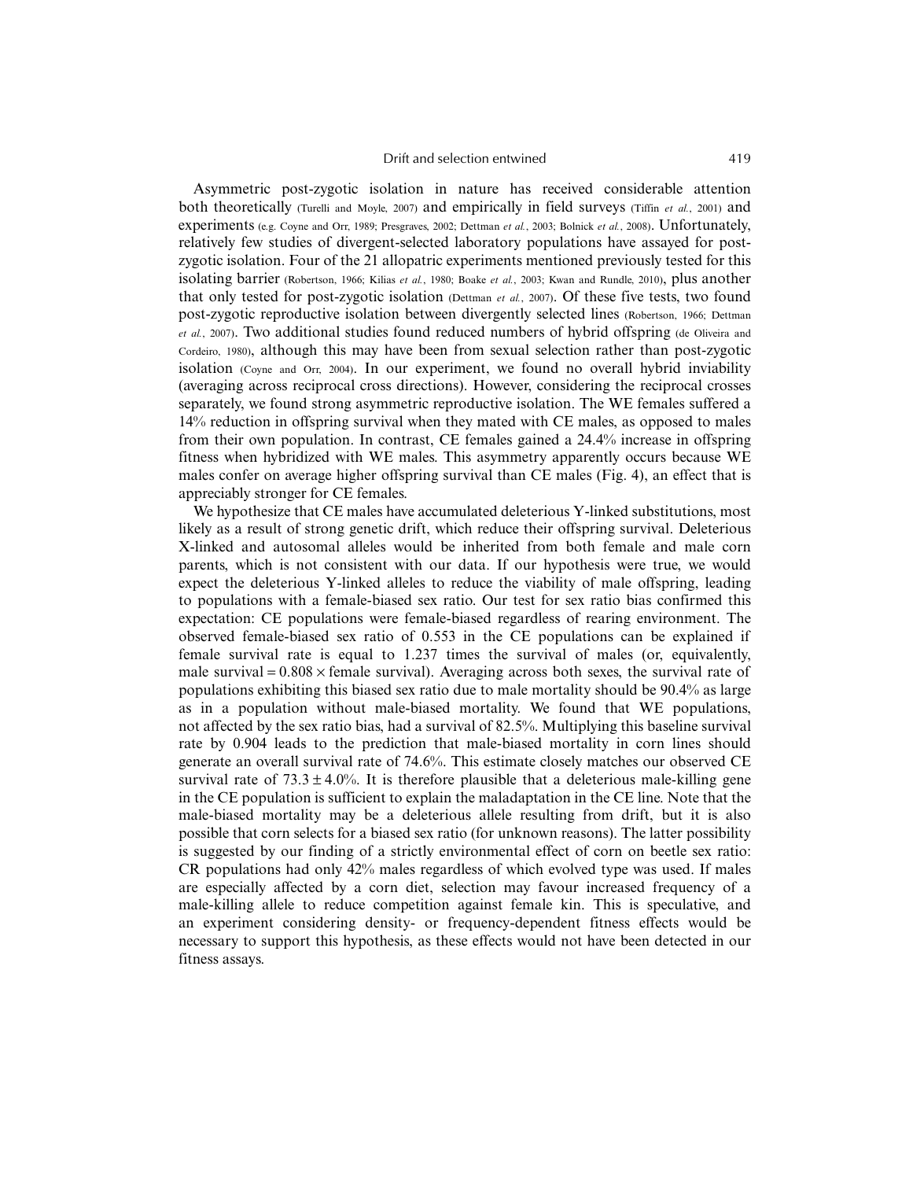Asymmetric post-zygotic isolation in nature has received considerable attention both theoretically (Turelli and Moyle, 2007) and empirically in field surveys (Tiffin *et al.*, 2001) and experiments (e.g. Coyne and Orr, 1989; Presgraves, 2002; Dettman *et al.*, 2003; Bolnick *et al.*, 2008). Unfortunately, relatively few studies of divergent-selected laboratory populations have assayed for post-zygotic isolation. Four of the 21 allopatric experiments mentioned previously tested for this isolating barrier (Robertson, 1966; Kilias *et al.*, 1980; Boake *et al.*, 2003; Kwan and Rundle, 2010), plus another that only tested for post-zygotic isolation (Dettman *et al.*, 2007). Of these five tests, two found post-zygotic reproductive isolation between divergently selected lines (Robertson, 1966; Dettman *et al.*, 2007). Two additional studies found reduced numbers of hybrid offspring (de Oliveira and Cordeiro, 1980), although this may have been from sexual selection rather than post-zygotic isolation (Coyne and Orr, 2004). In our experiment, we found no overall hybrid inviability (averaging across reciprocal cross directions). However, considering the reciprocal crosses separately, we found strong asymmetric reproductive isolation. The WE females suffered a 14% reduction in offspring survival when they mated with CE males, as opposed to males from their own population. In contrast, CE females gained a 24.4% increase in offspring fitness when hybridized with WE males. This asymmetry apparently occurs because WE males confer on average higher offspring survival than CE males (Fig. 4), an effect that is appreciably stronger for CE females.

We hypothesize that CE males have accumulated deleterious Y-linked substitutions, most likely as a result of strong genetic drift, which reduce their offspring survival. Deleterious X-linked and autosomal alleles would be inherited from both female and male corn parents, which is not consistent with our data. If our hypothesis were true, we would expect the deleterious Y-linked alleles to reduce the viability of male offspring, leading to populations with a female-biased sex ratio. Our test for sex ratio bias confirmed this expectation: CE populations were female-biased regardless of rearing environment. The observed female-biased sex ratio of 0.553 in the CE populations can be explained if female survival rate is equal to 1.237 times the survival of males (or, equivalently, male survival = $0.808 \times$ female survival). Averaging across both sexes, the survival rate of populations exhibiting this biased sex ratio due to male mortality should be 90.4% as large as in a population without male-biased mortality. We found that WE populations, not affected by the sex ratio bias, had a survival of 82.5%. Multiplying this baseline survival rate by 0.904 leads to the prediction that male-biased mortality in corn lines should generate an overall survival rate of 74.6%. This estimate closely matches our observed CE survival rate of $73.3 \pm 4.0\%$. It is therefore plausible that a deleterious male-killing gene in the CE population is sufficient to explain the maladaptation in the CE line. Note that the male-biased mortality may be a deleterious allele resulting from drift, but it is also possible that corn selects for a biased sex ratio (for unknown reasons). The latter possibility is suggested by our finding of a strictly environmental effect of corn on beetle sex ratio: CR populations had only 42% males regardless of which evolved type was used. If males are especially affected by a corn diet, selection may favour increased frequency of a male-killing allele to reduce competition against female kin. This is speculative, and an experiment considering density- or frequency-dependent fitness effects would be necessary to support this hypothesis, as these effects would not have been detected in our fitness assays.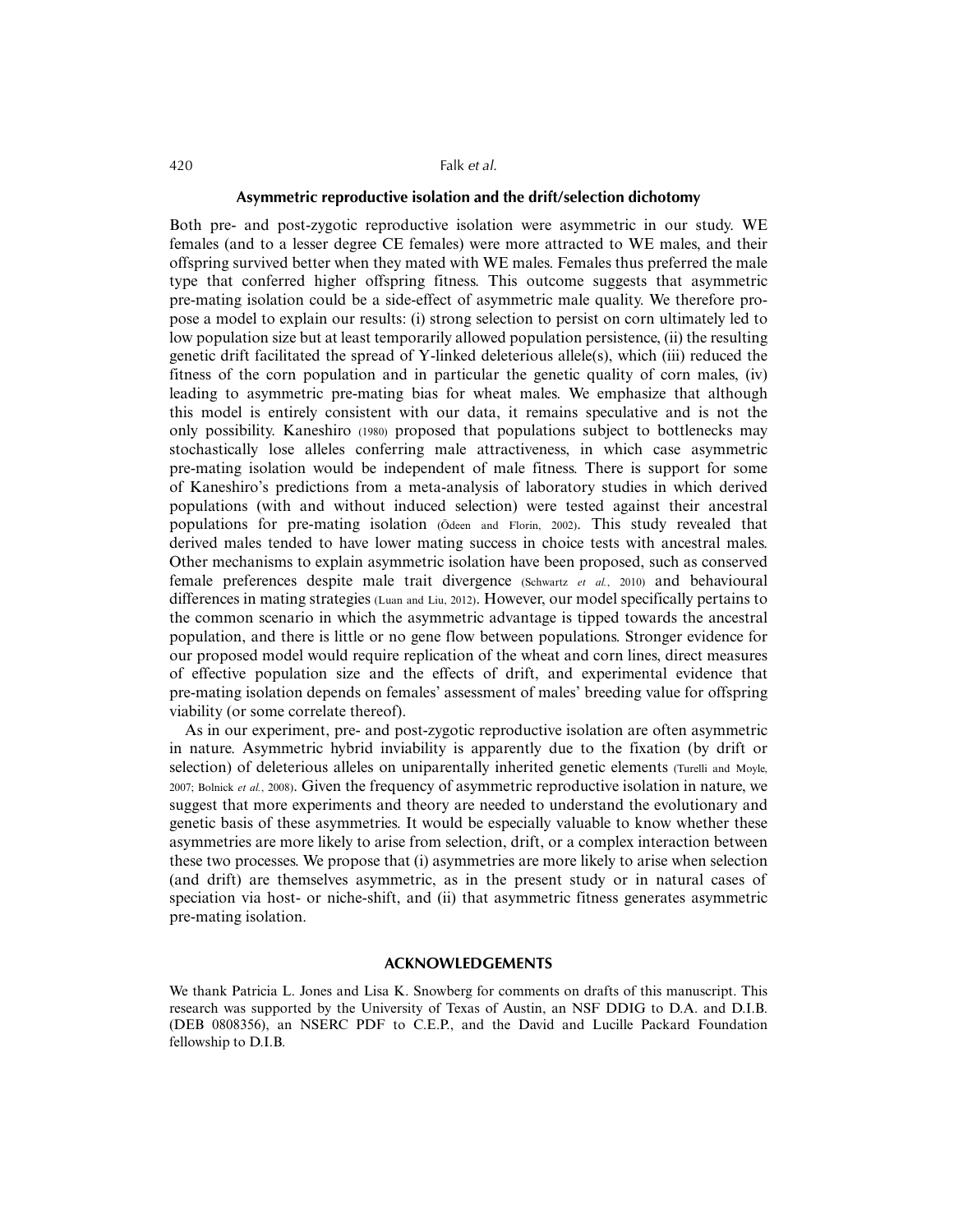### Asymmetric reproductive isolation and the drift/selection dichotomy

Both pre- and post-zygotic reproductive isolation were asymmetric in our study. WE females (and to a lesser degree CE females) were more attracted to WE males, and their offspring survived better when they mated with WE males. Females thus preferred the male type that conferred higher offspring fitness. This outcome suggests that asymmetric pre-mating isolation could be a side-effect of asymmetric male quality. We therefore propose a model to explain our results: (i) strong selection to persist on corn ultimately led to low population size but at least temporarily allowed population persistence, (ii) the resulting genetic drift facilitated the spread of Y-linked deleterious allele(s), which (iii) reduced the fitness of the corn population and in particular the genetic quality of corn males, (iv) leading to asymmetric pre-mating bias for wheat males. We emphasize that although this model is entirely consistent with our data, it remains speculative and is not the only possibility. Kaneshiro (1980) proposed that populations subject to bottlenecks may stochastically lose alleles conferring male attractiveness, in which case asymmetric pre-mating isolation would be independent of male fitness. There is support for some of Kaneshiro's predictions from a meta-analysis of laboratory studies in which derived populations (with and without induced selection) were tested against their ancestral populations for pre-mating isolation (Ödeen and Florin, 2002). This study revealed that derived males tended to have lower mating success in choice tests with ancestral males. Other mechanisms to explain asymmetric isolation have been proposed, such as conserved female preferences despite male trait divergence (Schwartz *et al.*, 2010) and behavioural differences in mating strategies (Luan and Liu, 2012). However, our model specifically pertains to the common scenario in which the asymmetric advantage is tipped towards the ancestral population, and there is little or no gene flow between populations. Stronger evidence for our proposed model would require replication of the wheat and corn lines, direct measures of effective population size and the effects of drift, and experimental evidence that pre-mating isolation depends on females' assessment of males' breeding value for offspring viability (or some correlate thereof).

As in our experiment, pre- and post-zygotic reproductive isolation are often asymmetric in nature. Asymmetric hybrid inviability is apparently due to the fixation (by drift or selection) of deleterious alleles on uniparentally inherited genetic elements (Turelli and Moyle, 2007; Bolnick *et al.*, 2008). Given the frequency of asymmetric reproductive isolation in nature, we suggest that more experiments and theory are needed to understand the evolutionary and genetic basis of these asymmetries. It would be especially valuable to know whether these asymmetries are more likely to arise from selection, drift, or a complex interaction between these two processes. We propose that (i) asymmetries are more likely to arise when selection (and drift) are themselves asymmetric, as in the present study or in natural cases of speciation via host- or niche-shift, and (ii) that asymmetric fitness generates asymmetric pre-mating isolation.

## ACKNOWLEDGEMENTS

We thank Patricia L. Jones and Lisa K. Snowberg for comments on drafts of this manuscript. This research was supported by the University of Texas of Austin, an NSF DDIG to D.A. and D.I.B. (DEB 0808356), an NSERC PDF to C.E.P., and the David and Lucille Packard Foundation fellowship to D.I.B.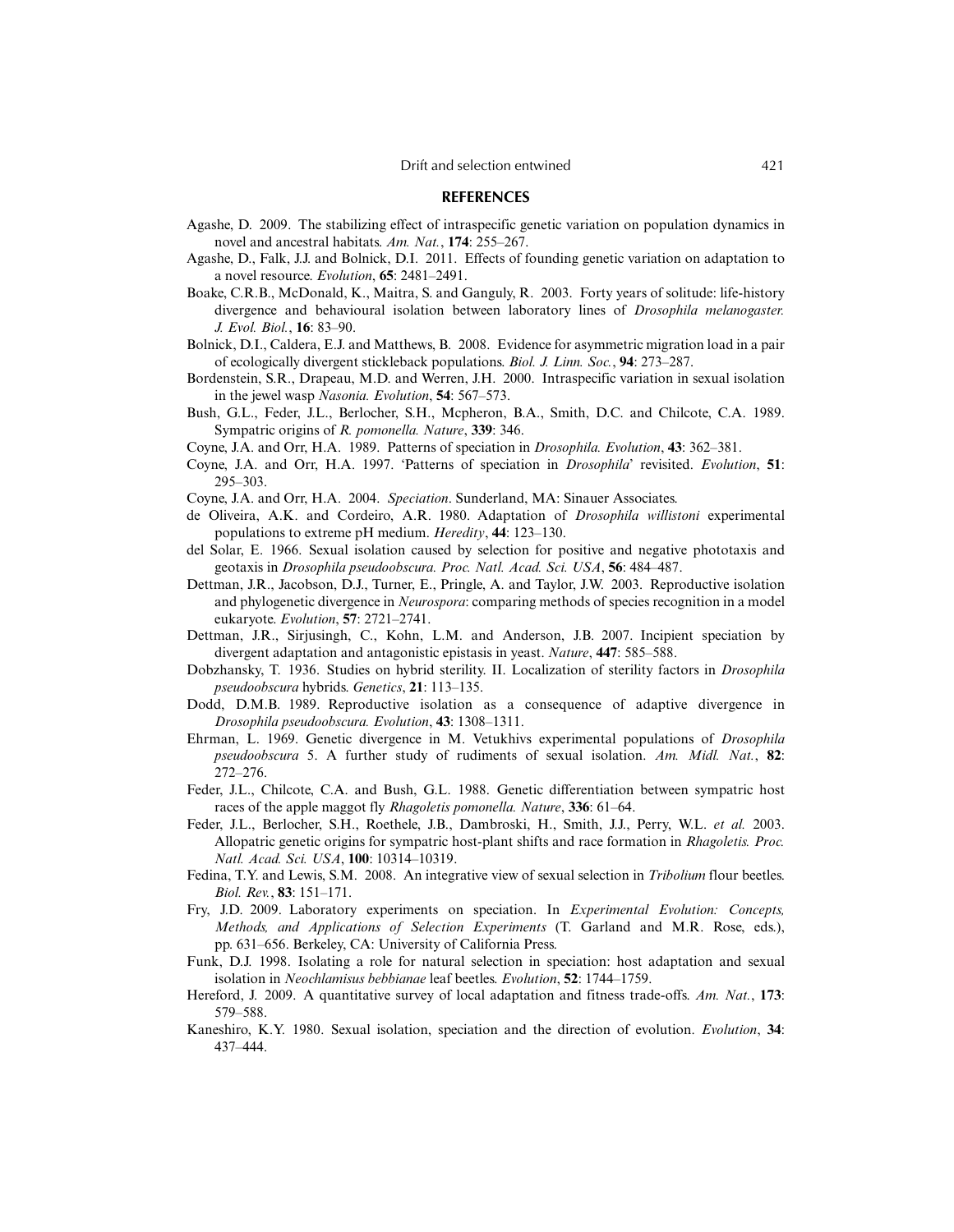## REFERENCES

Agashe, D. 2009. The stabilizing effect of intraspecific genetic variation on population dynamics in novel and ancestral habitats. *Am. Nat.*, **174**: 255–267.

Agashe, D., Falk, J.J. and Bolnick, D.I. 2011. Effects of founding genetic variation on adaptation to a novel resource. *Evolution*, **65**: 2481–2491.

Boake, C.R.B., McDonald, K., Maitra, S. and Ganguly, R. 2003. Forty years of solitude: life-history divergence and behavioural isolation between laboratory lines of *Drosophila melanogaster. J. Evol. Biol.*, **16**: 83–90.

Bolnick, D.I., Caldera, E.J. and Matthews, B. 2008. Evidence for asymmetric migration load in a pair of ecologically divergent stickleback populations. *Biol. J. Linn. Soc.*, **94**: 273–287.

Bordenstein, S.R., Drapeau, M.D. and Werren, J.H. 2000. Intraspecific variation in sexual isolation in the jewel wasp *Nasonia. Evolution*, **54**: 567–573.

Bush, G.L., Feder, J.L., Berlocher, S.H., Mcpheron, B.A., Smith, D.C. and Chilcote, C.A. 1989. Sympatric origins of *R. pomonella. Nature*, **339**: 346.

Coyne, J.A. and Orr, H.A. 1989. Patterns of speciation in *Drosophila. Evolution*, **43**: 362–381.

Coyne, J.A. and Orr, H.A. 1997. 'Patterns of speciation in *Drosophila*' revisited. *Evolution*, **51**: 295–303.

Coyne, J.A. and Orr, H.A. 2004. *Speciation*. Sunderland, MA: Sinauer Associates.

de Oliveira, A.K. and Cordeiro, A.R. 1980. Adaptation of *Drosophila willistoni* experimental populations to extreme pH medium. *Heredity*, **44**: 123–130.

del Solar, E. 1966. Sexual isolation caused by selection for positive and negative phototaxis and geotaxis in *Drosophila pseudoobscura. Proc. Natl. Acad. Sci. USA*, **56**: 484–487.

Dettman, J.R., Jacobson, D.J., Turner, E., Pringle, A. and Taylor, J.W. 2003. Reproductive isolation and phylogenetic divergence in *Neurospora*: comparing methods of species recognition in a model eukaryote. *Evolution*, **57**: 2721–2741.

Dettman, J.R., Sirjusingh, C., Kohn, L.M. and Anderson, J.B. 2007. Incipient speciation by divergent adaptation and antagonistic epistasis in yeast. *Nature*, **447**: 585–588.

Dobzhansky, T. 1936. Studies on hybrid sterility. II. Localization of sterility factors in *Drosophila pseudoobscura* hybrids. *Genetics*, **21**: 113–135.

Dodd, D.M.B. 1989. Reproductive isolation as a consequence of adaptive divergence in *Drosophila pseudoobscura. Evolution*, **43**: 1308–1311.

Ehrman, L. 1969. Genetic divergence in M. Vetukhivs experimental populations of *Drosophila pseudoobscura* 5. A further study of rudiments of sexual isolation. *Am. Midl. Nat.*, **82**: 272–276.

Feder, J.L., Chilcote, C.A. and Bush, G.L. 1988. Genetic differentiation between sympatric host races of the apple maggot fly *Rhagoletis pomonella. Nature*, **336**: 61–64.

Feder, J.L., Berlocher, S.H., Roethele, J.B., Dambroski, H., Smith, J.J., Perry, W.L. *et al.* 2003. Allopatric genetic origins for sympatric host-plant shifts and race formation in *Rhagoletis. Proc. Natl. Acad. Sci. USA*, **100**: 10314–10319.

Fedina, T.Y. and Lewis, S.M. 2008. An integrative view of sexual selection in *Tribolium* flour beetles. *Biol. Rev.*, **83**: 151–171.

Fry, J.D. 2009. Laboratory experiments on speciation. In *Experimental Evolution: Concepts, Methods, and Applications of Selection Experiments* (T. Garland and M.R. Rose, eds.), pp. 631–656. Berkeley, CA: University of California Press.

Funk, D.J. 1998. Isolating a role for natural selection in speciation: host adaptation and sexual isolation in *Neochlamisus bebbianae* leaf beetles. *Evolution*, **52**: 1744–1759.

Hereford, J. 2009. A quantitative survey of local adaptation and fitness trade-offs. *Am. Nat.*, **173**: 579–588.

Kaneshiro, K.Y. 1980. Sexual isolation, speciation and the direction of evolution. *Evolution*, **34**: 437–444.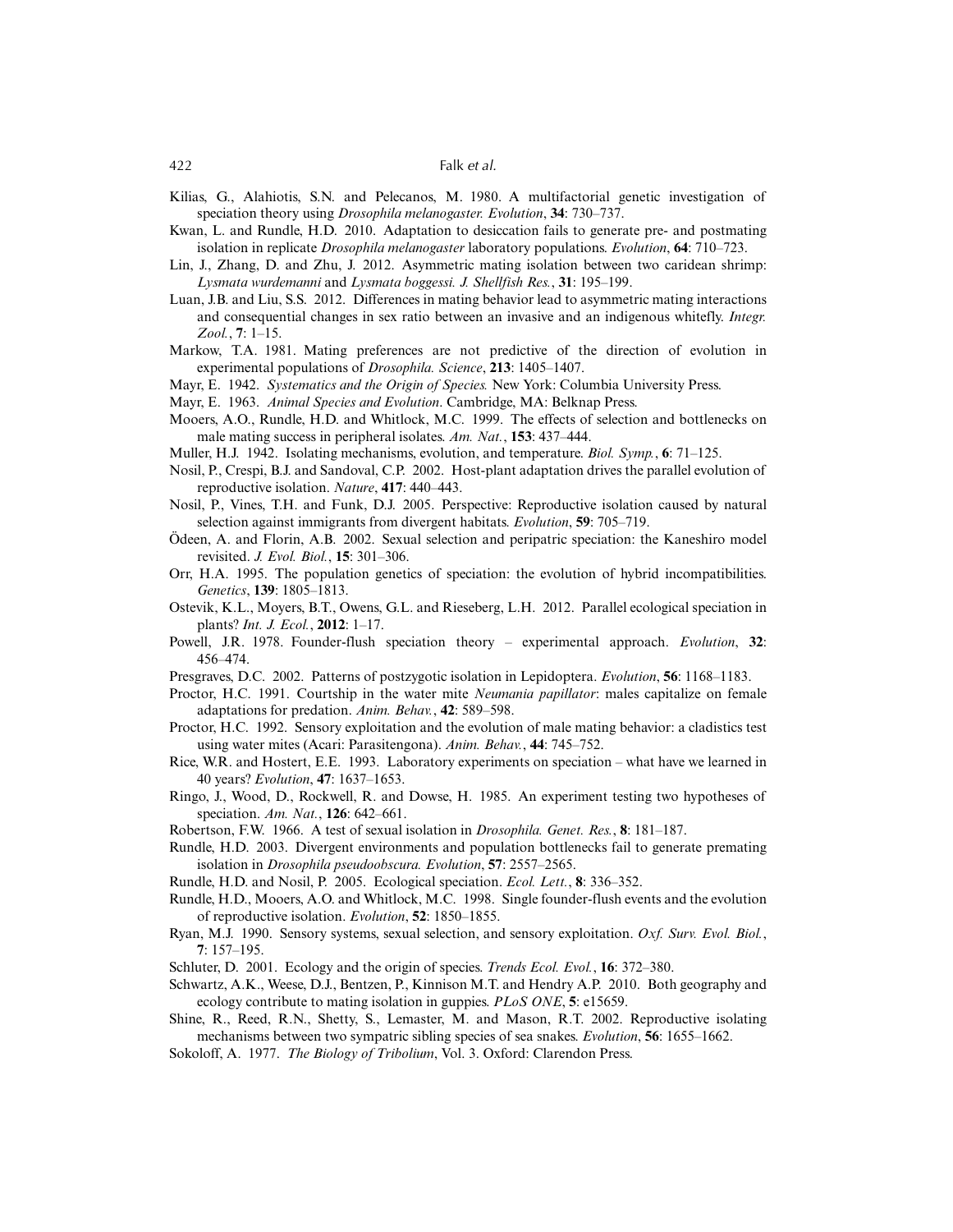Kilias, G., Alahiotis, S.N. and Pelecanos, M. 1980. A multifactorial genetic investigation of speciation theory using *Drosophila melanogaster. Evolution*, **34**: 730–737.

Kwan, L. and Rundle, H.D. 2010. Adaptation to desiccation fails to generate pre- and postmating isolation in replicate *Drosophila melanogaster* laboratory populations. *Evolution*, **64**: 710–723.

Lin, J., Zhang, D. and Zhu, J. 2012. Asymmetric mating isolation between two caridean shrimp: *Lysmata wurdemanni* and *Lysmata boggessi. J. Shellfish Res.*, **31**: 195–199.

Luan, J.B. and Liu, S.S. 2012. Differences in mating behavior lead to asymmetric mating interactions and consequential changes in sex ratio between an invasive and an indigenous whitefly. *Integr. Zool.*, **7**: 1–15.

Markow, T.A. 1981. Mating preferences are not predictive of the direction of evolution in experimental populations of *Drosophila. Science*, **213**: 1405–1407.

Mayr, E. 1942. *Systematics and the Origin of Species.* New York: Columbia University Press.

Mayr, E. 1963. *Animal Species and Evolution*. Cambridge, MA: Belknap Press.

Mooers, A.O., Rundle, H.D. and Whitlock, M.C. 1999. The effects of selection and bottlenecks on male mating success in peripheral isolates. *Am. Nat.*, **153**: 437–444.

Muller, H.J. 1942. Isolating mechanisms, evolution, and temperature. *Biol. Symp.*, **6**: 71–125.

Nosil, P., Crespi, B.J. and Sandoval, C.P. 2002. Host-plant adaptation drives the parallel evolution of reproductive isolation. *Nature*, **417**: 440–443.

Nosil, P., Vines, T.H. and Funk, D.J. 2005. Perspective: Reproductive isolation caused by natural selection against immigrants from divergent habitats. *Evolution*, **59**: 705–719.

Ödeen, A. and Florin, A.B. 2002. Sexual selection and peripatric speciation: the Kaneshiro model revisited. *J. Evol. Biol.*, **15**: 301–306.

Orr, H.A. 1995. The population genetics of speciation: the evolution of hybrid incompatibilities. *Genetics*, **139**: 1805–1813.

Ostevik, K.L., Moyers, B.T., Owens, G.L. and Rieseberg, L.H. 2012. Parallel ecological speciation in plants? *Int. J. Ecol.*, **2012**: 1–17.

Powell, J.R. 1978. Founder-flush speciation theory – experimental approach. *Evolution*, **32**: 456–474.

Presgraves, D.C. 2002. Patterns of postzygotic isolation in Lepidoptera. *Evolution*, **56**: 1168–1183.

Proctor, H.C. 1991. Courtship in the water mite *Neumania papillator*: males capitalize on female adaptations for predation. *Anim. Behav.*, **42**: 589–598.

Proctor, H.C. 1992. Sensory exploitation and the evolution of male mating behavior: a cladistics test using water mites (Acari: Parasitengona). *Anim. Behav.*, **44**: 745–752.

Rice, W.R. and Hostert, E.E. 1993. Laboratory experiments on speciation – what have we learned in 40 years? *Evolution*, **47**: 1637–1653.

Ringo, J., Wood, D., Rockwell, R. and Dowse, H. 1985. An experiment testing two hypotheses of speciation. *Am. Nat.*, **126**: 642–661.

Robertson, F.W. 1966. A test of sexual isolation in *Drosophila. Genet. Res.*, **8**: 181–187.

Rundle, H.D. 2003. Divergent environments and population bottlenecks fail to generate premating isolation in *Drosophila pseudoobscura. Evolution*, **57**: 2557–2565.

Rundle, H.D. and Nosil, P. 2005. Ecological speciation. *Ecol. Lett.*, **8**: 336–352.

Rundle, H.D., Mooers, A.O. and Whitlock, M.C. 1998. Single founder-flush events and the evolution of reproductive isolation. *Evolution*, **52**: 1850–1855.

Ryan, M.J. 1990. Sensory systems, sexual selection, and sensory exploitation. *Oxf. Surv. Evol. Biol.*, **7**: 157–195.

Schluter, D. 2001. Ecology and the origin of species. *Trends Ecol. Evol.*, **16**: 372–380.

Schwartz, A.K., Weese, D.J., Bentzen, P., Kinnison M.T. and Hendry A.P. 2010. Both geography and ecology contribute to mating isolation in guppies. *PLoS ONE*, **5**: e15659.

Shine, R., Reed, R.N., Shetty, S., Lemaster, M. and Mason, R.T. 2002. Reproductive isolating mechanisms between two sympatric sibling species of sea snakes. *Evolution*, **56**: 1655–1662.

Sokoloff, A. 1977. *The Biology of Tribolium*, Vol. 3. Oxford: Clarendon Press.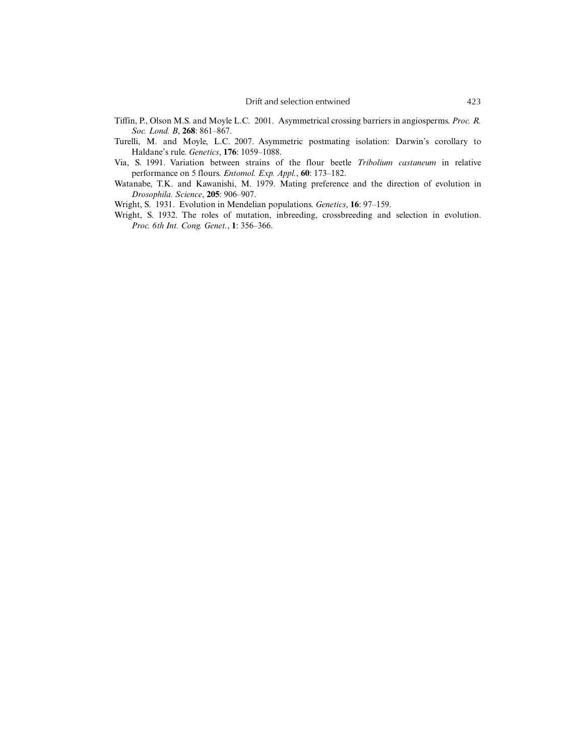Tiffin, P., Olson M.S. and Moyle L.C. 2001. Asymmetrical crossing barriers in angiosperms. *Proc. R. Soc. Lond. B*, **268**: 861–867.

Turelli, M. and Moyle, L.C. 2007. Asymmetric postmating isolation: Darwin's corollary to Haldane's rule. *Genetics*, **176**: 1059–1088.

Via, S. 1991. Variation between strains of the flour beetle *Tribolium castaneum* in relative performance on 5 flours. *Entomol. Exp. Appl.*, **60**: 173–182.

Watanabe, T.K. and Kawanishi, M. 1979. Mating preference and the direction of evolution in *Drosophila. Science*, **205**: 906–907.

Wright, S. 1931. Evolution in Mendelian populations. *Genetics*, **16**: 97–159.

Wright, S. 1932. The roles of mutation, inbreeding, crossbreeding and selection in evolution. *Proc. 6th Int. Cong. Genet.*, **1**: 356–366.